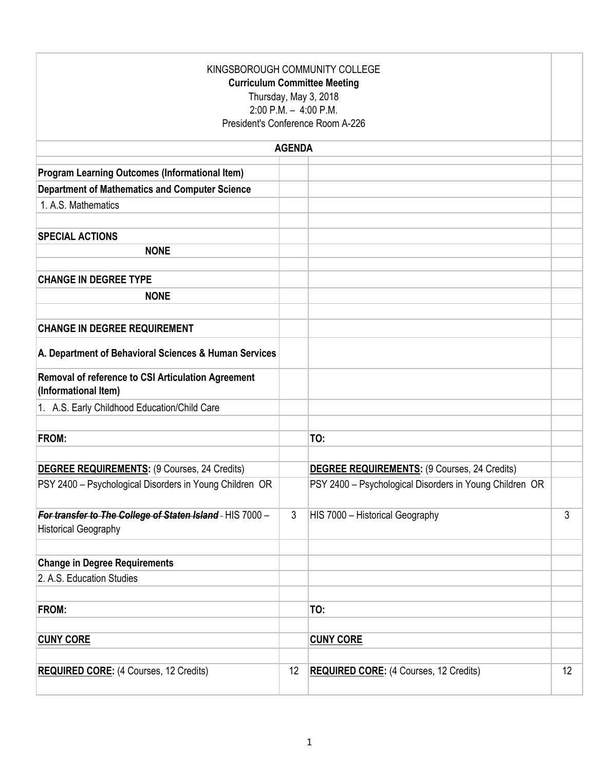KINGSBOROUGH COMMUNITY COLLEGE

**Curriculum Committee Meeting**

Thursday, May 3, 2018

2:00 P.M. – 4:00 P.M.

President's Conference Room A-226

| **AGENDA** | | | |
|---|---|---|---|
| **Program Learning Outcomes (Informational Item)** | | | |
| **Department of Mathematics and Computer Science** | | | |
| 1. A.S. Mathematics | | | |
| | | | |
| **SPECIAL ACTIONS** | | | |
| **NONE** | | | |
| | | | |
| **CHANGE IN DEGREE TYPE** | | | |
| **NONE** | | | |
| | | | |
| **CHANGE IN DEGREE REQUIREMENT** | | | |
| **A. Department of Behavioral Sciences & Human Services** | | | |
| **Removal of reference to CSI Articulation Agreement (Informational Item)** | | | |
| 1. A.S. Early Childhood Education/Child Care | | | |
| | | | |
| **FROM:** | | **TO:** | |
| | | | |
| **<u>DEGREE REQUIREMENTS</u>:** (9 Courses, 24 Credits) | | **<u>DEGREE REQUIREMENTS</u>:** (9 Courses, 24 Credits) | |
| PSY 2400 – Psychological Disorders in Young Children OR | | PSY 2400 – Psychological Disorders in Young Children OR | |
| ~~***For transfer to The College of Staten Island***~~ - HIS 7000 – Historical Geography | 3 | HIS 7000 – Historical Geography | 3 |
| | | | |
| **Change in Degree Requirements** | | | |
| 2. A.S. Education Studies | | | |
| | | | |
| **FROM:** | | **TO:** | |
| | | | |
| **<u>CUNY CORE</u>** | | **<u>CUNY CORE</u>** | |
| | | | |
| **<u>REQUIRED CORE</u>:** (4 Courses, 12 Credits) | 12 | **<u>REQUIRED CORE</u>:** (4 Courses, 12 Credits) | 12 |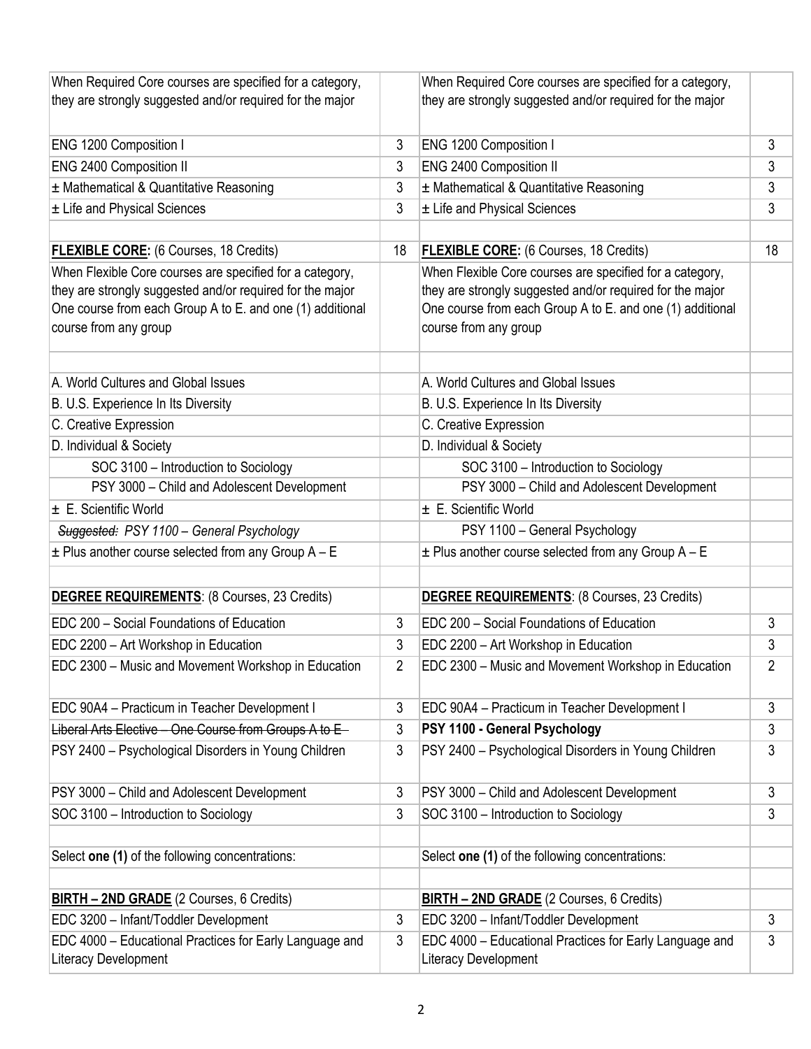| | | | |
|---|---|---|---|
| When Required Core courses are specified for a category, they are strongly suggested and/or required for the major | | When Required Core courses are specified for a category, they are strongly suggested and/or required for the major | |
| ENG 1200 Composition I | 3 | ENG 1200 Composition I | 3 |
| ENG 2400 Composition II | 3 | ENG 2400 Composition II | 3 |
| ± Mathematical & Quantitative Reasoning | 3 | ± Mathematical & Quantitative Reasoning | 3 |
| ± Life and Physical Sciences | 3 | ± Life and Physical Sciences | 3 |
| | | | |
| **FLEXIBLE CORE:** (6 Courses, 18 Credits) | 18 | **FLEXIBLE CORE:** (6 Courses, 18 Credits) | 18 |
| When Flexible Core courses are specified for a category, they are strongly suggested and/or required for the major One course from each Group A to E. and one (1) additional course from any group | | When Flexible Core courses are specified for a category, they are strongly suggested and/or required for the major One course from each Group A to E. and one (1) additional course from any group | |
| | | | |
| A. World Cultures and Global Issues | | A. World Cultures and Global Issues | |
| B. U.S. Experience In Its Diversity | | B. U.S. Experience In Its Diversity | |
| C. Creative Expression | | C. Creative Expression | |
| D. Individual & Society | | D. Individual & Society | |
| SOC 3100 – Introduction to Sociology | | SOC 3100 – Introduction to Sociology | |
| PSY 3000 – Child and Adolescent Development | | PSY 3000 – Child and Adolescent Development | |
| ± E. Scientific World | | ± E. Scientific World | |
| ~~*Suggested:*~~ *PSY 1100 – General Psychology* | | PSY 1100 – General Psychology | |
| ± Plus another course selected from any Group A – E | | ± Plus another course selected from any Group A – E | |
| | | | |
| **DEGREE REQUIREMENTS**: (8 Courses, 23 Credits) | | **DEGREE REQUIREMENTS**: (8 Courses, 23 Credits) | |
| EDC 200 – Social Foundations of Education | 3 | EDC 200 – Social Foundations of Education | 3 |
| EDC 2200 – Art Workshop in Education | 3 | EDC 2200 – Art Workshop in Education | 3 |
| EDC 2300 – Music and Movement Workshop in Education | 2 | EDC 2300 – Music and Movement Workshop in Education | 2 |
| EDC 90A4 – Practicum in Teacher Development I | 3 | EDC 90A4 – Practicum in Teacher Development I | 3 |
| ~~Liberal Arts Elective – One Course from Groups A to E~~ | 3 | **PSY 1100 - General Psychology** | 3 |
| PSY 2400 – Psychological Disorders in Young Children | 3 | PSY 2400 – Psychological Disorders in Young Children | 3 |
| PSY 3000 – Child and Adolescent Development | 3 | PSY 3000 – Child and Adolescent Development | 3 |
| SOC 3100 – Introduction to Sociology | 3 | SOC 3100 – Introduction to Sociology | 3 |
| | | | |
| Select **one (1)** of the following concentrations: | | Select **one (1)** of the following concentrations: | |
| | | | |
| **BIRTH – 2ND GRADE** (2 Courses, 6 Credits) | | **BIRTH – 2ND GRADE** (2 Courses, 6 Credits) | |
| EDC 3200 – Infant/Toddler Development | 3 | EDC 3200 – Infant/Toddler Development | 3 |
| EDC 4000 – Educational Practices for Early Language and Literacy Development | 3 | EDC 4000 – Educational Practices for Early Language and Literacy Development | 3 |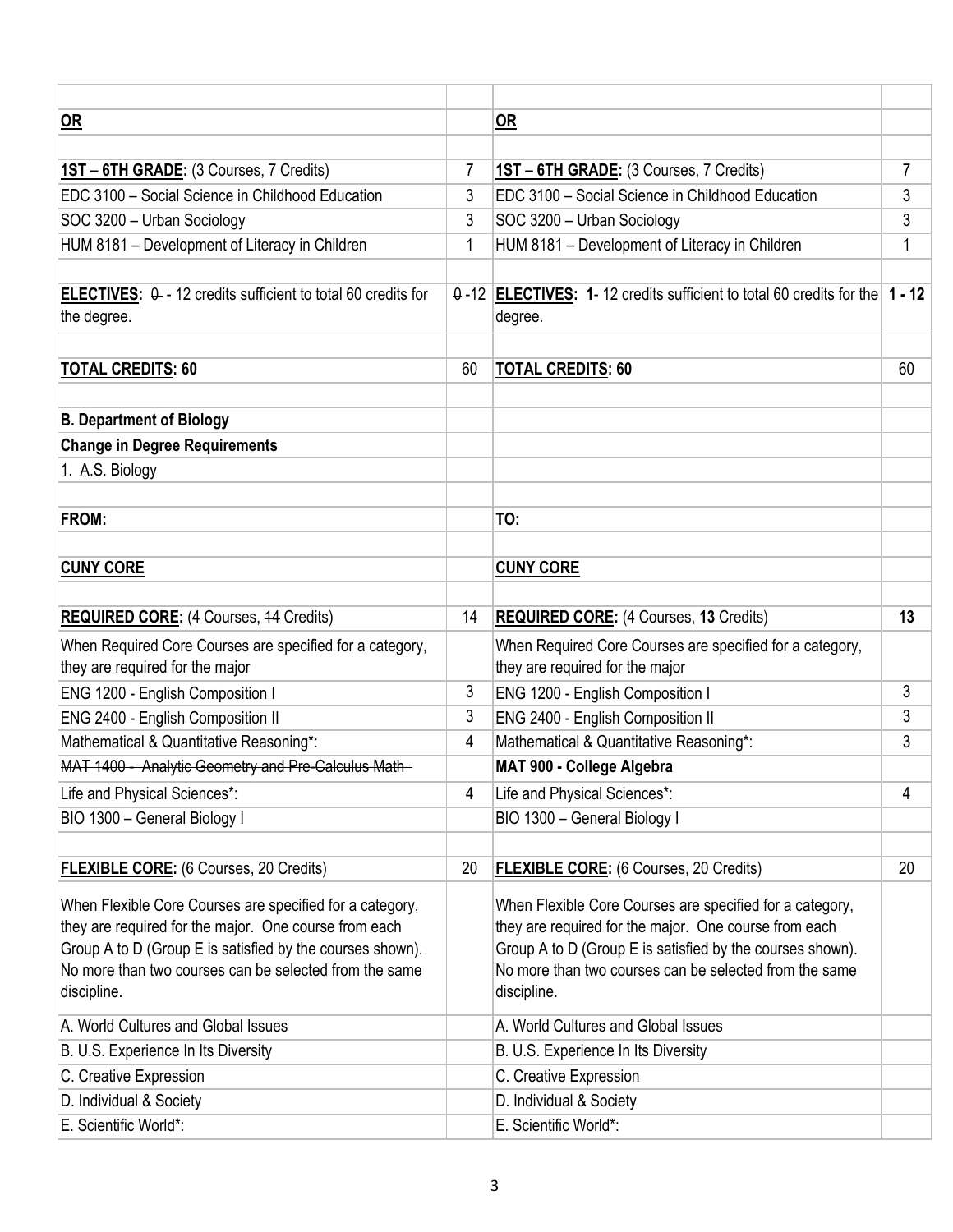| | | | |
|---|---|---|---|
| **OR** | | **OR** | |
| | | | |
| **1ST – 6TH GRADE:** (3 Courses, 7 Credits) | 7 | **1ST – 6TH GRADE:** (3 Courses, 7 Credits) | 7 |
| EDC 3100 – Social Science in Childhood Education | 3 | EDC 3100 – Social Science in Childhood Education | 3 |
| SOC 3200 – Urban Sociology | 3 | SOC 3200 – Urban Sociology | 3 |
| HUM 8181 – Development of Literacy in Children | 1 | HUM 8181 – Development of Literacy in Children | 1 |
| | | | |
| **ELECTIVES:** ~~0~~ - 12 credits sufficient to total 60 credits for the degree. | ~~0~~ -12 | **ELECTIVES: 1**- 12 credits sufficient to total 60 credits for the degree. | **1 - 12** |
| | | | |
| **TOTAL CREDITS: 60** | 60 | **TOTAL CREDITS: 60** | 60 |
| | | | |
| **B. Department of Biology** | | | |
| **Change in Degree Requirements** | | | |
| 1. A.S. Biology | | | |
| | | | |
| **FROM:** | | **TO:** | |
| | | | |
| **CUNY CORE** | | **CUNY CORE** | |
| | | | |
| **REQUIRED CORE:** (4 Courses, ~~14~~ Credits) | 14 | **REQUIRED CORE:** (4 Courses, **13** Credits) | **13** |
| When Required Core Courses are specified for a category, they are required for the major | | When Required Core Courses are specified for a category, they are required for the major | |
| ENG 1200 - English Composition I | 3 | ENG 1200 - English Composition I | 3 |
| ENG 2400 - English Composition II | 3 | ENG 2400 - English Composition II | 3 |
| Mathematical & Quantitative Reasoning*: | 4 | Mathematical & Quantitative Reasoning*: | 3 |
| ~~MAT 1400 - Analytic Geometry and Pre-Calculus Math~~ | | **MAT 900 - College Algebra** | |
| Life and Physical Sciences*: | 4 | Life and Physical Sciences*: | 4 |
| BIO 1300 – General Biology I | | BIO 1300 – General Biology I | |
| | | | |
| **FLEXIBLE CORE:** (6 Courses, 20 Credits) | 20 | **FLEXIBLE CORE:** (6 Courses, 20 Credits) | 20 |
| When Flexible Core Courses are specified for a category, they are required for the major. One course from each Group A to D (Group E is satisfied by the courses shown). No more than two courses can be selected from the same discipline. | | When Flexible Core Courses are specified for a category, they are required for the major. One course from each Group A to D (Group E is satisfied by the courses shown). No more than two courses can be selected from the same discipline. | |
| A. World Cultures and Global Issues | | A. World Cultures and Global Issues | |
| B. U.S. Experience In Its Diversity | | B. U.S. Experience In Its Diversity | |
| C. Creative Expression | | C. Creative Expression | |
| D. Individual & Society | | D. Individual & Society | |
| E. Scientific World*: | | E. Scientific World*: | |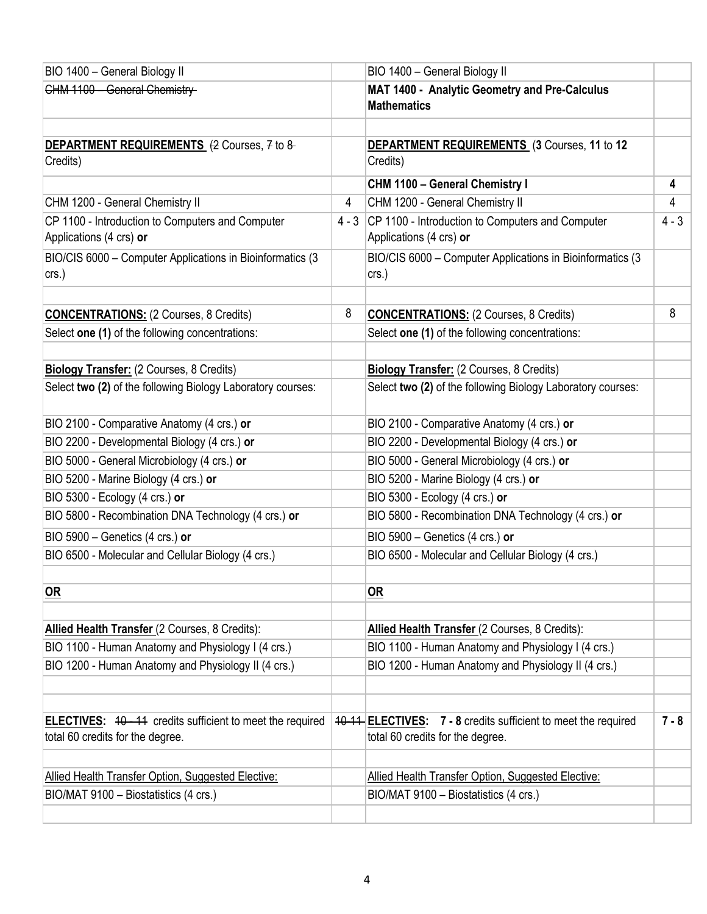| | | | |
|---|---|---|---|
| BIO 1400 – General Biology II | | BIO 1400 – General Biology II | |
| ~~CHM 1100 – General Chemistry~~ | | **MAT 1400 - Analytic Geometry and Pre-Calculus Mathematics** | |
| | | | |
| **DEPARTMENT REQUIREMENTS** (~~2~~ Courses, ~~7~~ to ~~8~~ Credits) | | **DEPARTMENT REQUIREMENTS** (**3** Courses, **11** to **12** Credits) | |
| | | **CHM 1100 – General Chemistry I** | **4** |
| CHM 1200 - General Chemistry II | 4 | CHM 1200 - General Chemistry II | 4 |
| CP 1100 - Introduction to Computers and Computer Applications (4 crs) **or** | 4 - 3 | CP 1100 - Introduction to Computers and Computer Applications (4 crs) **or** | 4 - 3 |
| BIO/CIS 6000 – Computer Applications in Bioinformatics (3 crs.) | | BIO/CIS 6000 – Computer Applications in Bioinformatics (3 crs.) | |
| | | | |
| **CONCENTRATIONS:** (2 Courses, 8 Credits) | 8 | **CONCENTRATIONS:** (2 Courses, 8 Credits) | 8 |
| Select **one (1)** of the following concentrations: | | Select **one (1)** of the following concentrations: | |
| | | | |
| **Biology Transfer:** (2 Courses, 8 Credits) | | **Biology Transfer:** (2 Courses, 8 Credits) | |
| Select **two (2)** of the following Biology Laboratory courses: | | Select **two (2)** of the following Biology Laboratory courses: | |
| BIO 2100 - Comparative Anatomy (4 crs.) **or** | | BIO 2100 - Comparative Anatomy (4 crs.) **or** | |
| BIO 2200 - Developmental Biology (4 crs.) **or** | | BIO 2200 - Developmental Biology (4 crs.) **or** | |
| BIO 5000 - General Microbiology (4 crs.) **or** | | BIO 5000 - General Microbiology (4 crs.) **or** | |
| BIO 5200 - Marine Biology (4 crs.) **or** | | BIO 5200 - Marine Biology (4 crs.) **or** | |
| BIO 5300 - Ecology (4 crs.) **or** | | BIO 5300 - Ecology (4 crs.) **or** | |
| BIO 5800 - Recombination DNA Technology (4 crs.) **or** | | BIO 5800 - Recombination DNA Technology (4 crs.) **or** | |
| BIO 5900 – Genetics (4 crs.) **or** | | BIO 5900 – Genetics (4 crs.) **or** | |
| BIO 6500 - Molecular and Cellular Biology (4 crs.) | | BIO 6500 - Molecular and Cellular Biology (4 crs.) | |
| | | | |
| **OR** | | **OR** | |
| | | | |
| **Allied Health Transfer** (2 Courses, 8 Credits): | | **Allied Health Transfer** (2 Courses, 8 Credits): | |
| BIO 1100 - Human Anatomy and Physiology I (4 crs.) | | BIO 1100 - Human Anatomy and Physiology I (4 crs.) | |
| BIO 1200 - Human Anatomy and Physiology II (4 crs.) | | BIO 1200 - Human Anatomy and Physiology II (4 crs.) | |
| | | | |
| **ELECTIVES:** ~~10 – 11~~ credits sufficient to meet the required total 60 credits for the degree. | ~~10-11~~ | **ELECTIVES:** **7 - 8** credits sufficient to meet the required total 60 credits for the degree. | **7 - 8** |
| | | | |
| Allied Health Transfer Option, Suggested Elective: | | Allied Health Transfer Option, Suggested Elective: | |
| BIO/MAT 9100 – Biostatistics (4 crs.) | | BIO/MAT 9100 – Biostatistics (4 crs.) | |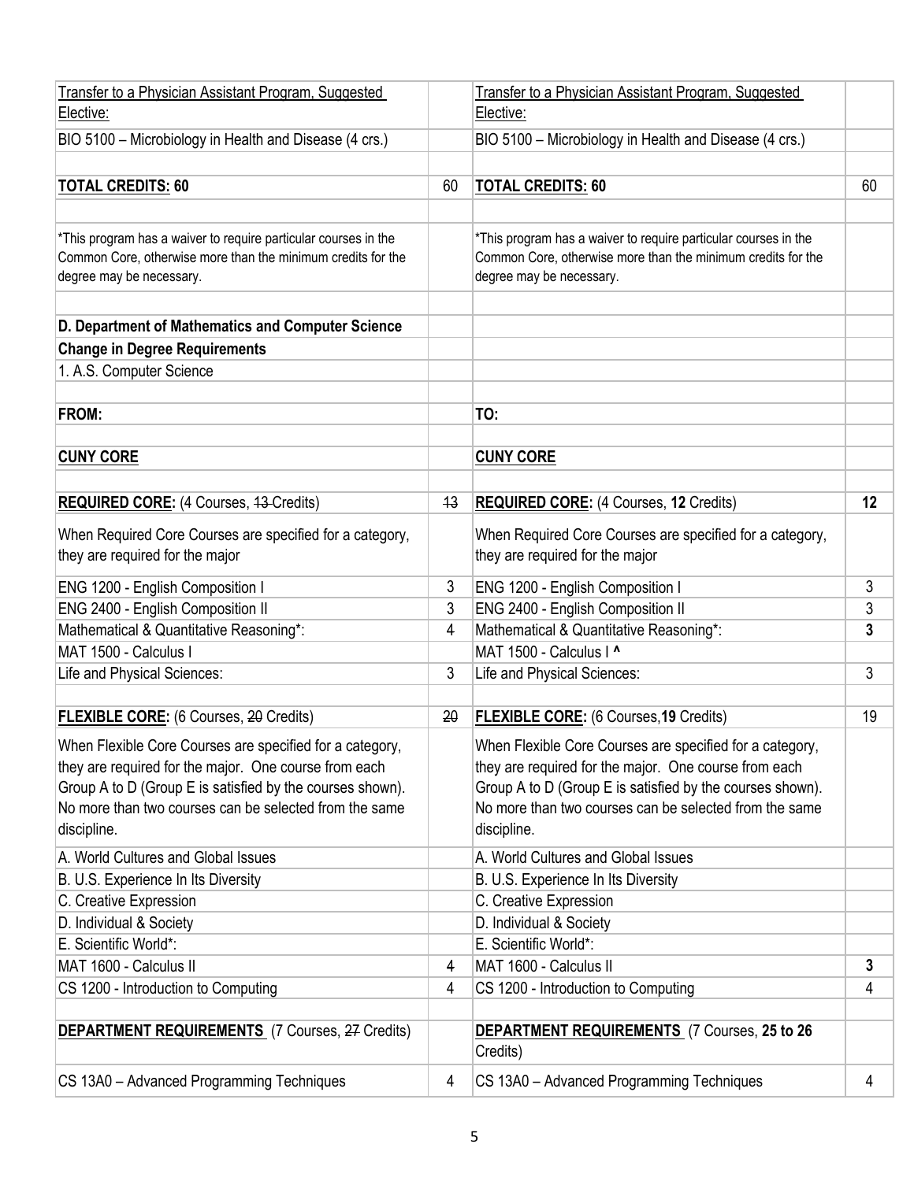| | | | |
|---|---|---|---|
| Transfer to a Physician Assistant Program, Suggested Elective: | | Transfer to a Physician Assistant Program, Suggested Elective: | |
| BIO 5100 – Microbiology in Health and Disease (4 crs.) | | BIO 5100 – Microbiology in Health and Disease (4 crs.) | |
| | | | |
| **TOTAL CREDITS: 60** | 60 | **TOTAL CREDITS: 60** | 60 |
| | | | |
| *This program has a waiver to require particular courses in the Common Core, otherwise more than the minimum credits for the degree may be necessary. | | *This program has a waiver to require particular courses in the Common Core, otherwise more than the minimum credits for the degree may be necessary. | |
| | | | |
| **D. Department of Mathematics and Computer Science** | | | |
| **Change in Degree Requirements** | | | |
| 1. A.S. Computer Science | | | |
| | | | |
| **FROM:** | | **TO:** | |
| | | | |
| **CUNY CORE** | | **CUNY CORE** | |
| | | | |
| **REQUIRED CORE:** (4 Courses, ~~13~~ Credits) | ~~13~~ | **REQUIRED CORE:** (4 Courses, **12** Credits) | **12** |
| When Required Core Courses are specified for a category, they are required for the major | | When Required Core Courses are specified for a category, they are required for the major | |
| ENG 1200 - English Composition I | 3 | ENG 1200 - English Composition I | 3 |
| ENG 2400 - English Composition II | 3 | ENG 2400 - English Composition II | 3 |
| Mathematical & Quantitative Reasoning*: | 4 | Mathematical & Quantitative Reasoning*: | **3** |
| MAT 1500 - Calculus I | | MAT 1500 - Calculus I **^** | |
| Life and Physical Sciences: | 3 | Life and Physical Sciences: | 3 |
| | | | |
| **FLEXIBLE CORE:** (6 Courses, ~~20~~ Credits) | ~~20~~ | **FLEXIBLE CORE:** (6 Courses,**19** Credits) | 19 |
| When Flexible Core Courses are specified for a category, they are required for the major. One course from each Group A to D (Group E is satisfied by the courses shown). No more than two courses can be selected from the same discipline. | | When Flexible Core Courses are specified for a category, they are required for the major. One course from each Group A to D (Group E is satisfied by the courses shown). No more than two courses can be selected from the same discipline. | |
| A. World Cultures and Global Issues | | A. World Cultures and Global Issues | |
| B. U.S. Experience In Its Diversity | | B. U.S. Experience In Its Diversity | |
| C. Creative Expression | | C. Creative Expression | |
| D. Individual & Society | | D. Individual & Society | |
| E. Scientific World*: | | E. Scientific World*: | |
| MAT 1600 - Calculus II | ~~4~~ | MAT 1600 - Calculus II | **3** |
| CS 1200 - Introduction to Computing | 4 | CS 1200 - Introduction to Computing | 4 |
| | | | |
| **DEPARTMENT REQUIREMENTS** (7 Courses, ~~27~~ Credits) | | **DEPARTMENT REQUIREMENTS** (7 Courses, **25 to 26** Credits) | |
| CS 13A0 – Advanced Programming Techniques | 4 | CS 13A0 – Advanced Programming Techniques | 4 |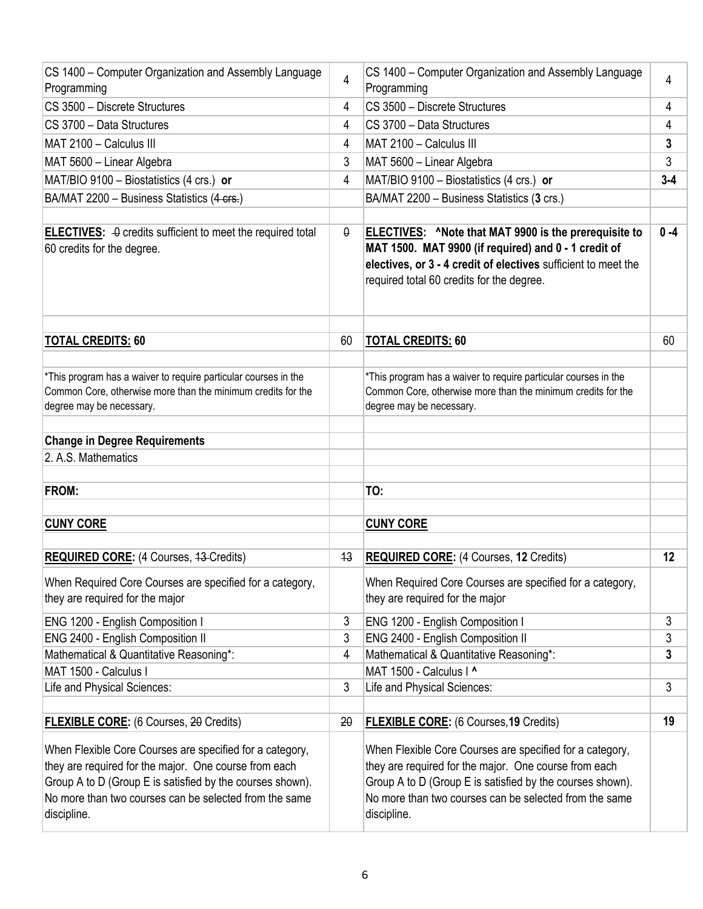| | | | |
|---|---|---|---|
| CS 1400 – Computer Organization and Assembly Language Programming | 4 | CS 1400 – Computer Organization and Assembly Language Programming | 4 |
| CS 3500 – Discrete Structures | 4 | CS 3500 – Discrete Structures | 4 |
| CS 3700 – Data Structures | 4 | CS 3700 – Data Structures | 4 |
| MAT 2100 – Calculus III | 4 | MAT 2100 – Calculus III | **3** |
| MAT 5600 – Linear Algebra | 3 | MAT 5600 – Linear Algebra | 3 |
| MAT/BIO 9100 – Biostatistics (4 crs.) **or** | 4 | MAT/BIO 9100 – Biostatistics (4 crs.) **or** | **3-4** |
| BA/MAT 2200 – Business Statistics (~~4 crs.~~) | | BA/MAT 2200 – Business Statistics (**3** crs.) | |
| | | | |
| **ELECTIVES:** ~~0~~ credits sufficient to meet the required total 60 credits for the degree. | ~~0~~ | **ELECTIVES: ^Note that MAT 9900 is the prerequisite to MAT 1500. MAT 9900 (if required) and 0 - 1 credit of electives, or 3 - 4 credit of electives** sufficient to meet the required total 60 credits for the degree. | **0 -4** |
| | | | |
| **TOTAL CREDITS: 60** | 60 | **TOTAL CREDITS: 60** | 60 |
| | | | |
| *This program has a waiver to require particular courses in the Common Core, otherwise more than the minimum credits for the degree may be necessary. | | *This program has a waiver to require particular courses in the Common Core, otherwise more than the minimum credits for the degree may be necessary. | |
| | | | |
| **Change in Degree Requirements** | | | |
| 2. A.S. Mathematics | | | |
| | | | |
| **FROM:** | | **TO:** | |
| | | | |
| **CUNY CORE** | | **CUNY CORE** | |
| | | | |
| **REQUIRED CORE:** (4 Courses, ~~13~~ Credits) | ~~13~~ | **REQUIRED CORE:** (4 Courses, **12** Credits) | **12** |
| When Required Core Courses are specified for a category, they are required for the major | | When Required Core Courses are specified for a category, they are required for the major | |
| ENG 1200 - English Composition I | 3 | ENG 1200 - English Composition I | 3 |
| ENG 2400 - English Composition II | 3 | ENG 2400 - English Composition II | 3 |
| Mathematical & Quantitative Reasoning*: | 4 | Mathematical & Quantitative Reasoning*: | **3** |
| MAT 1500 - Calculus I | | MAT 1500 - Calculus I **^** | |
| Life and Physical Sciences: | 3 | Life and Physical Sciences: | 3 |
| | | | |
| **FLEXIBLE CORE:** (6 Courses, ~~20~~ Credits) | ~~20~~ | **FLEXIBLE CORE:** (6 Courses,**19** Credits) | **19** |
| When Flexible Core Courses are specified for a category, they are required for the major. One course from each Group A to D (Group E is satisfied by the courses shown). No more than two courses can be selected from the same discipline. | | When Flexible Core Courses are specified for a category, they are required for the major. One course from each Group A to D (Group E is satisfied by the courses shown). No more than two courses can be selected from the same discipline. | |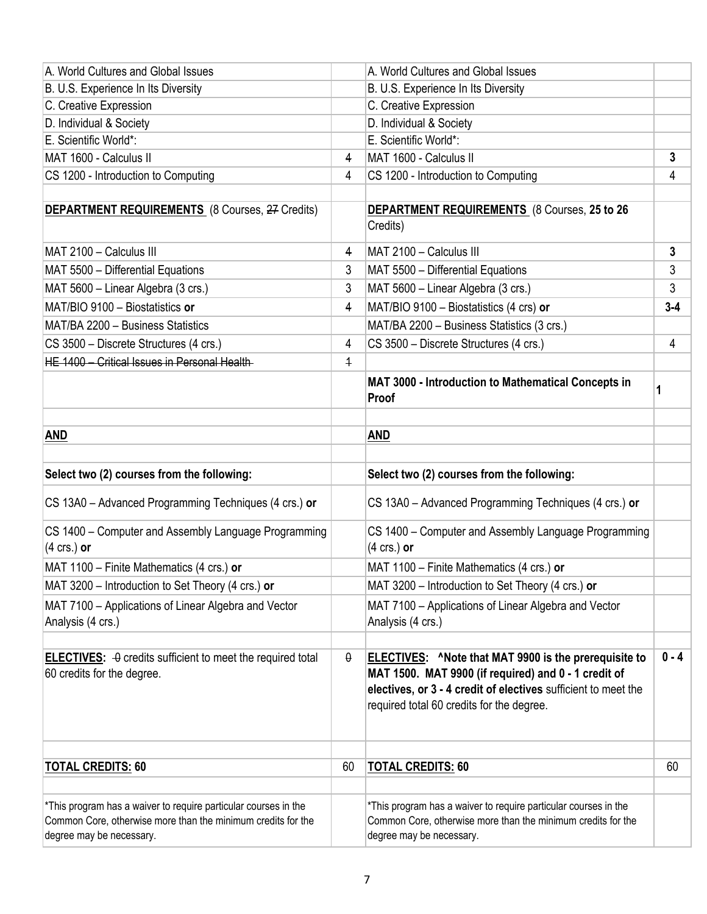| | | | |
|---|---|---|---|
| A. World Cultures and Global Issues | | A. World Cultures and Global Issues | |
| B. U.S. Experience In Its Diversity | | B. U.S. Experience In Its Diversity | |
| C. Creative Expression | | C. Creative Expression | |
| D. Individual & Society | | D. Individual & Society | |
| E. Scientific World*: | | E. Scientific World*: | |
| MAT 1600 - Calculus II | ~~4~~ | MAT 1600 - Calculus II | **3** |
| CS 1200 - Introduction to Computing | 4 | CS 1200 - Introduction to Computing | 4 |
| | | | |
| **DEPARTMENT REQUIREMENTS** (8 Courses, ~~27~~ Credits) | | **DEPARTMENT REQUIREMENTS** (8 Courses, **25 to 26** Credits) | |
| MAT 2100 – Calculus III | ~~4~~ | MAT 2100 – Calculus III | **3** |
| MAT 5500 – Differential Equations | 3 | MAT 5500 – Differential Equations | 3 |
| MAT 5600 – Linear Algebra (3 crs.) | 3 | MAT 5600 – Linear Algebra (3 crs.) | 3 |
| MAT/BIO 9100 – Biostatistics **or** | ~~4~~ | MAT/BIO 9100 – Biostatistics (4 crs) **or** | **3-4** |
| MAT/BA 2200 – Business Statistics | | MAT/BA 2200 – Business Statistics (3 crs.) | |
| CS 3500 – Discrete Structures (4 crs.) | 4 | CS 3500 – Discrete Structures (4 crs.) | 4 |
| ~~HE 1400 – Critical Issues in Personal Health~~ | ~~1~~ | | |
| | | **MAT 3000 - Introduction to Mathematical Concepts in Proof** | **1** |
| | | | |
| **AND** | | **AND** | |
| | | | |
| **Select two (2) courses from the following:** | | **Select two (2) courses from the following:** | |
| CS 13A0 – Advanced Programming Techniques (4 crs.) **or** | | CS 13A0 – Advanced Programming Techniques (4 crs.) **or** | |
| CS 1400 – Computer and Assembly Language Programming (4 crs.) **or** | | CS 1400 – Computer and Assembly Language Programming (4 crs.) **or** | |
| MAT 1100 – Finite Mathematics (4 crs.) **or** | | MAT 1100 – Finite Mathematics (4 crs.) **or** | |
| MAT 3200 – Introduction to Set Theory (4 crs.) **or** | | MAT 3200 – Introduction to Set Theory (4 crs.) **or** | |
| MAT 7100 – Applications of Linear Algebra and Vector Analysis (4 crs.) | | MAT 7100 – Applications of Linear Algebra and Vector Analysis (4 crs.) | |
| | | | |
| **ELECTIVES:** ~~0~~ credits sufficient to meet the required total 60 credits for the degree. | ~~0~~ | **ELECTIVES: ^Note that MAT 9900 is the prerequisite to MAT 1500. MAT 9900 (if required) and 0 - 1 credit of electives, or 3 - 4 credit of electives** sufficient to meet the required total 60 credits for the degree. | **0 - 4** |
| | | | |
| **TOTAL CREDITS: 60** | 60 | **TOTAL CREDITS: 60** | 60 |
| | | | |
| *This program has a waiver to require particular courses in the Common Core, otherwise more than the minimum credits for the degree may be necessary. | | *This program has a waiver to require particular courses in the Common Core, otherwise more than the minimum credits for the degree may be necessary. | |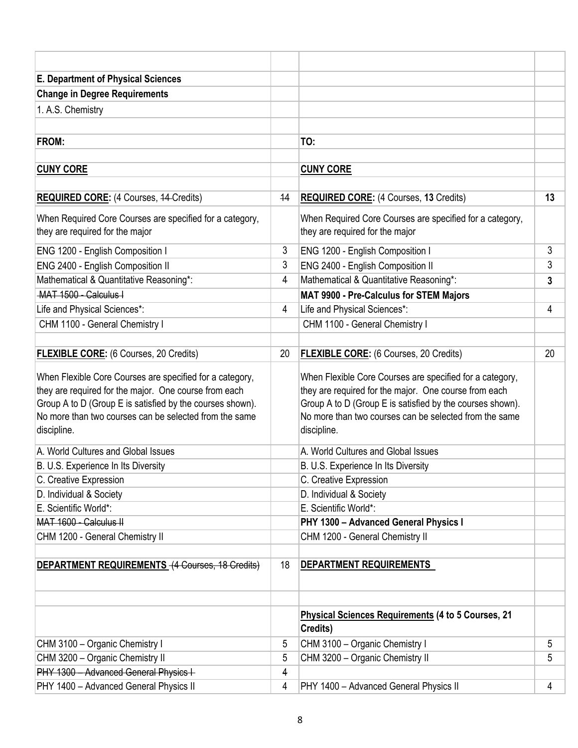| | | | |
|---|---|---|---|
| **E. Department of Physical Sciences** | | | |
| **Change in Degree Requirements** | | | |
| 1. A.S. Chemistry | | | |
| | | | |
| **FROM:** | | **TO:** | |
| | | | |
| **CUNY CORE** | | **CUNY CORE** | |
| | | | |
| **REQUIRED CORE:** (4 Courses, ~~14~~ Credits) | ~~14~~ | **REQUIRED CORE:** (4 Courses, **13** Credits) | **13** |
| When Required Core Courses are specified for a category, they are required for the major | | When Required Core Courses are specified for a category, they are required for the major | |
| ENG 1200 - English Composition I | 3 | ENG 1200 - English Composition I | 3 |
| ENG 2400 - English Composition II | 3 | ENG 2400 - English Composition II | 3 |
| Mathematical & Quantitative Reasoning*: | 4 | Mathematical & Quantitative Reasoning*: | **3** |
| ~~MAT 1500 - Calculus I~~ | | **MAT 9900 - Pre-Calculus for STEM Majors** | |
| Life and Physical Sciences*: | 4 | Life and Physical Sciences*: | 4 |
| CHM 1100 - General Chemistry I | | CHM 1100 - General Chemistry I | |
| | | | |
| **FLEXIBLE CORE:** (6 Courses, 20 Credits) | 20 | **FLEXIBLE CORE:** (6 Courses, 20 Credits) | 20 |
| When Flexible Core Courses are specified for a category, they are required for the major. One course from each Group A to D (Group E is satisfied by the courses shown). No more than two courses can be selected from the same discipline. | | When Flexible Core Courses are specified for a category, they are required for the major. One course from each Group A to D (Group E is satisfied by the courses shown). No more than two courses can be selected from the same discipline. | |
| A. World Cultures and Global Issues | | A. World Cultures and Global Issues | |
| B. U.S. Experience In Its Diversity | | B. U.S. Experience In Its Diversity | |
| C. Creative Expression | | C. Creative Expression | |
| D. Individual & Society | | D. Individual & Society | |
| E. Scientific World*: | | E. Scientific World*: | |
| ~~MAT 1600 - Calculus II~~ | | **PHY 1300 – Advanced General Physics I** | |
| CHM 1200 - General Chemistry II | | CHM 1200 - General Chemistry II | |
| | | | |
| **DEPARTMENT REQUIREMENTS** ~~(4 Courses, 18 Credits)~~ | 18 | **DEPARTMENT REQUIREMENTS** | |
| | | | |
| | | **Physical Sciences Requirements (4 to 5 Courses, 21 Credits)** | |
| CHM 3100 – Organic Chemistry I | 5 | CHM 3100 – Organic Chemistry I | 5 |
| CHM 3200 – Organic Chemistry II | 5 | CHM 3200 – Organic Chemistry II | 5 |
| ~~PHY 1300 – Advanced General Physics I~~ | ~~4~~ | | |
| PHY 1400 – Advanced General Physics II | 4 | PHY 1400 – Advanced General Physics II | 4 |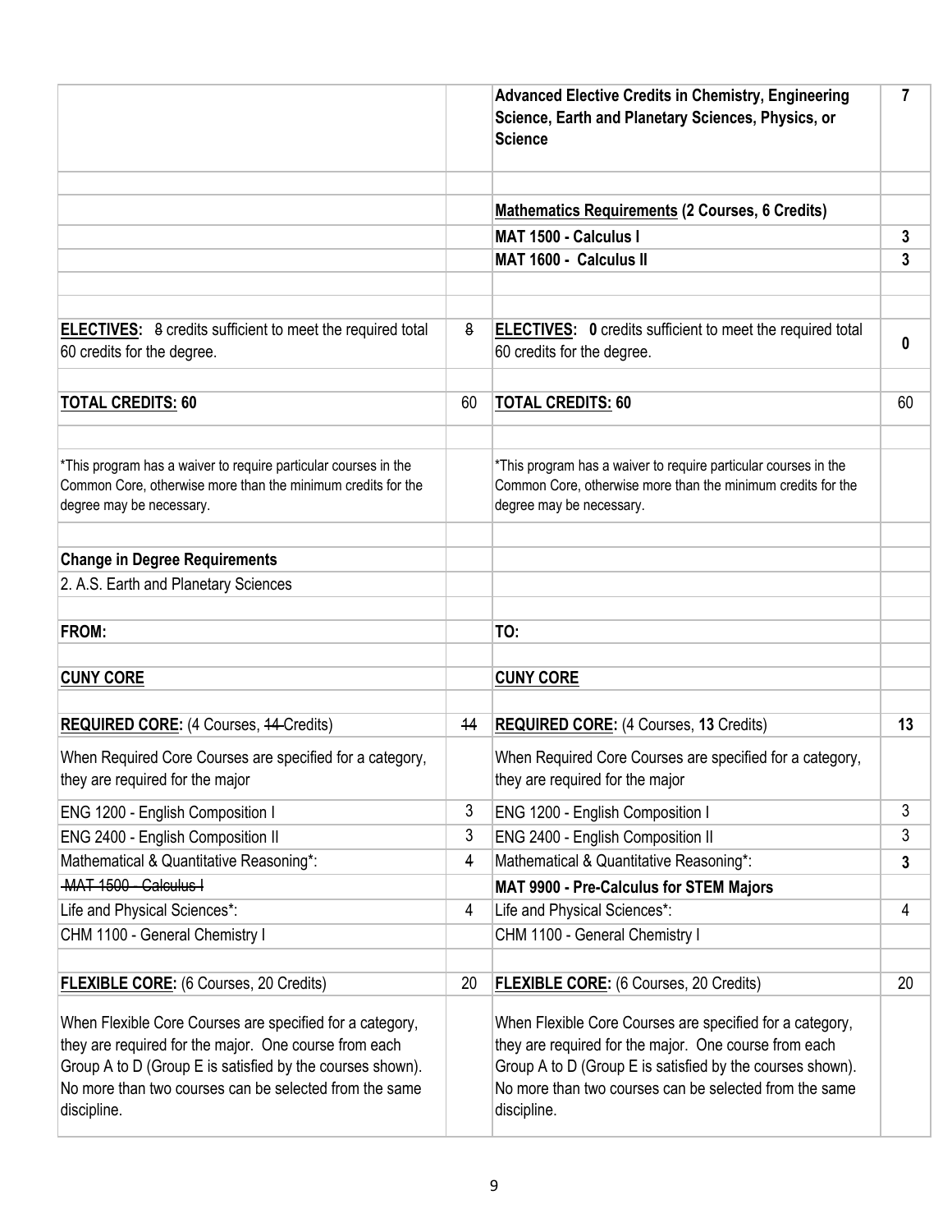| | | | |
|---|---|---|---|
| | | **Advanced Elective Credits in Chemistry, Engineering Science, Earth and Planetary Sciences, Physics, or Science** | **7** |
| | | | |
| | | **Mathematics Requirements (2 Courses, 6 Credits)** | |
| | | **MAT 1500 - Calculus I** | **3** |
| | | **MAT 1600 - Calculus II** | **3** |
| | | | |
| **ELECTIVES:** ~~8~~ credits sufficient to meet the required total 60 credits for the degree. | ~~8~~ | **ELECTIVES:** **0** credits sufficient to meet the required total 60 credits for the degree. | **0** |
| | | | |
| **TOTAL CREDITS: 60** | 60 | **TOTAL CREDITS: 60** | 60 |
| | | | |
| *This program has a waiver to require particular courses in the Common Core, otherwise more than the minimum credits for the degree may be necessary. | | *This program has a waiver to require particular courses in the Common Core, otherwise more than the minimum credits for the degree may be necessary. | |
| | | | |
| **Change in Degree Requirements** | | | |
| 2. A.S. Earth and Planetary Sciences | | | |
| | | | |
| **FROM:** | | **TO:** | |
| | | | |
| **CUNY CORE** | | **CUNY CORE** | |
| | | | |
| **REQUIRED CORE:** (4 Courses, ~~14~~ Credits) | ~~14~~ | **REQUIRED CORE:** (4 Courses, **13** Credits) | **13** |
| When Required Core Courses are specified for a category, they are required for the major | | When Required Core Courses are specified for a category, they are required for the major | |
| ENG 1200 - English Composition I | 3 | ENG 1200 - English Composition I | 3 |
| ENG 2400 - English Composition II | 3 | ENG 2400 - English Composition II | 3 |
| Mathematical & Quantitative Reasoning*: | ~~4~~ | Mathematical & Quantitative Reasoning*: | **3** |
| ~~MAT 1500 - Calculus I~~ | | **MAT 9900 - Pre-Calculus for STEM Majors** | |
| Life and Physical Sciences*: | 4 | Life and Physical Sciences*: | 4 |
| CHM 1100 - General Chemistry I | | CHM 1100 - General Chemistry I | |
| | | | |
| **FLEXIBLE CORE:** (6 Courses, 20 Credits) | 20 | **FLEXIBLE CORE:** (6 Courses, 20 Credits) | 20 |
| When Flexible Core Courses are specified for a category, they are required for the major. One course from each Group A to D (Group E is satisfied by the courses shown). No more than two courses can be selected from the same discipline. | | When Flexible Core Courses are specified for a category, they are required for the major. One course from each Group A to D (Group E is satisfied by the courses shown). No more than two courses can be selected from the same discipline. | |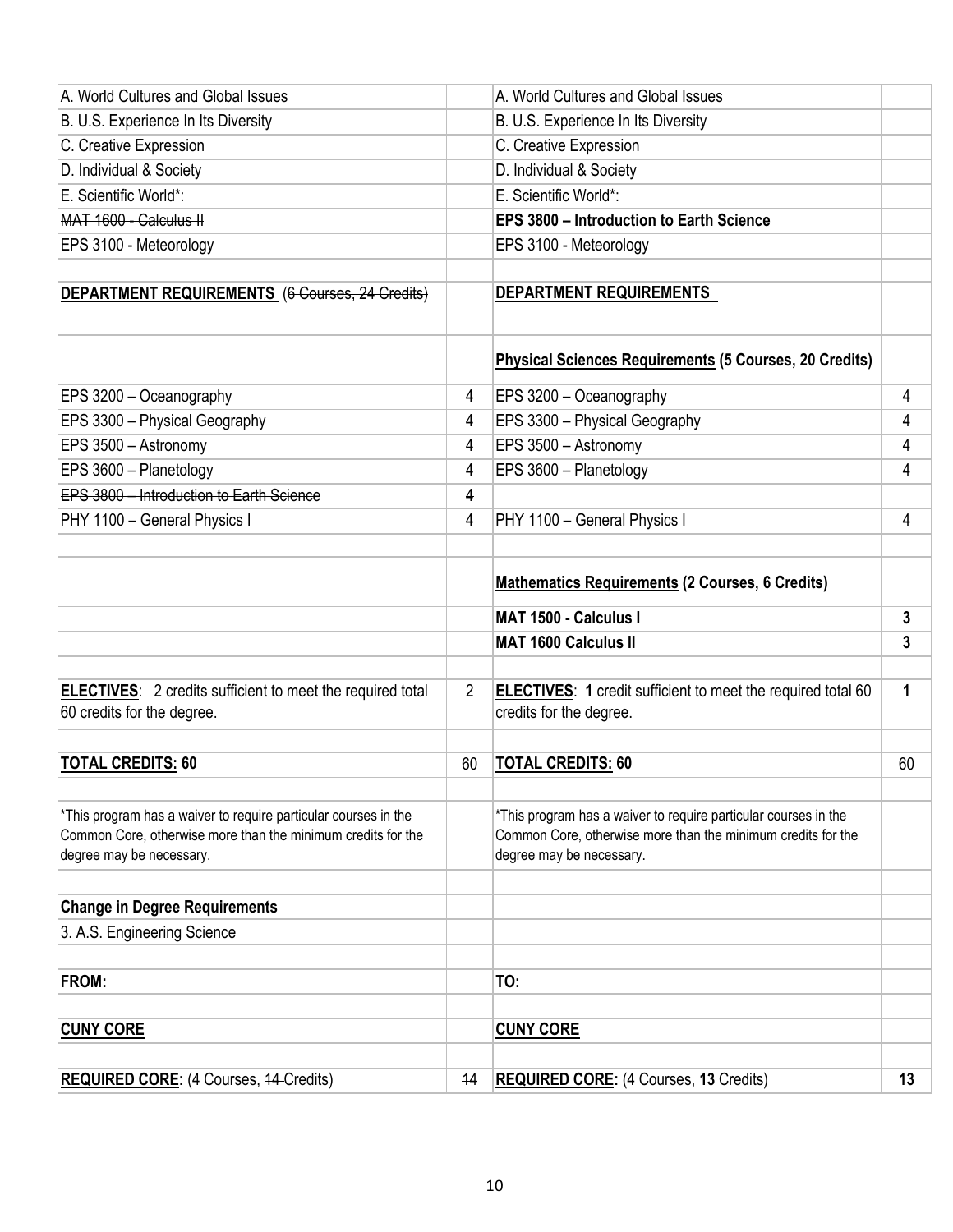| | | | |
|---|---|---|---|
| A. World Cultures and Global Issues | | A. World Cultures and Global Issues | |
| B. U.S. Experience In Its Diversity | | B. U.S. Experience In Its Diversity | |
| C. Creative Expression | | C. Creative Expression | |
| D. Individual & Society | | D. Individual & Society | |
| E. Scientific World*: | | E. Scientific World*: | |
| ~~MAT 1600 - Calculus II~~ | | **EPS 3800 – Introduction to Earth Science** | |
| EPS 3100 - Meteorology | | EPS 3100 - Meteorology | |
| | | | |
| **DEPARTMENT REQUIREMENTS** ~~(6 Courses, 24 Credits)~~ | | **DEPARTMENT REQUIREMENTS** | |
| | | **Physical Sciences Requirements (5 Courses, 20 Credits)** | |
| EPS 3200 – Oceanography | 4 | EPS 3200 – Oceanography | 4 |
| EPS 3300 – Physical Geography | 4 | EPS 3300 – Physical Geography | 4 |
| EPS 3500 – Astronomy | 4 | EPS 3500 – Astronomy | 4 |
| EPS 3600 – Planetology | 4 | EPS 3600 – Planetology | 4 |
| ~~EPS 3800 – Introduction to Earth Science~~ | ~~4~~ | | |
| PHY 1100 – General Physics I | 4 | PHY 1100 – General Physics I | 4 |
| | | | |
| | | **Mathematics Requirements (2 Courses, 6 Credits)** | |
| | | **MAT 1500 - Calculus I** | **3** |
| | | **MAT 1600 Calculus II** | **3** |
| | | | |
| **ELECTIVES**: ~~2~~ credits sufficient to meet the required total 60 credits for the degree. | ~~2~~ | **ELECTIVES**: **1** credit sufficient to meet the required total 60 credits for the degree. | **1** |
| | | | |
| **TOTAL CREDITS: 60** | 60 | **TOTAL CREDITS: 60** | 60 |
| | | | |
| *This program has a waiver to require particular courses in the Common Core, otherwise more than the minimum credits for the degree may be necessary. | | *This program has a waiver to require particular courses in the Common Core, otherwise more than the minimum credits for the degree may be necessary. | |
| | | | |
| **Change in Degree Requirements** | | | |
| 3. A.S. Engineering Science | | | |
| | | | |
| **FROM:** | | **TO:** | |
| | | | |
| **CUNY CORE** | | **CUNY CORE** | |
| | | | |
| **REQUIRED CORE:** (4 Courses, ~~14~~ Credits) | ~~14~~ | **REQUIRED CORE:** (4 Courses, **13** Credits) | **13** |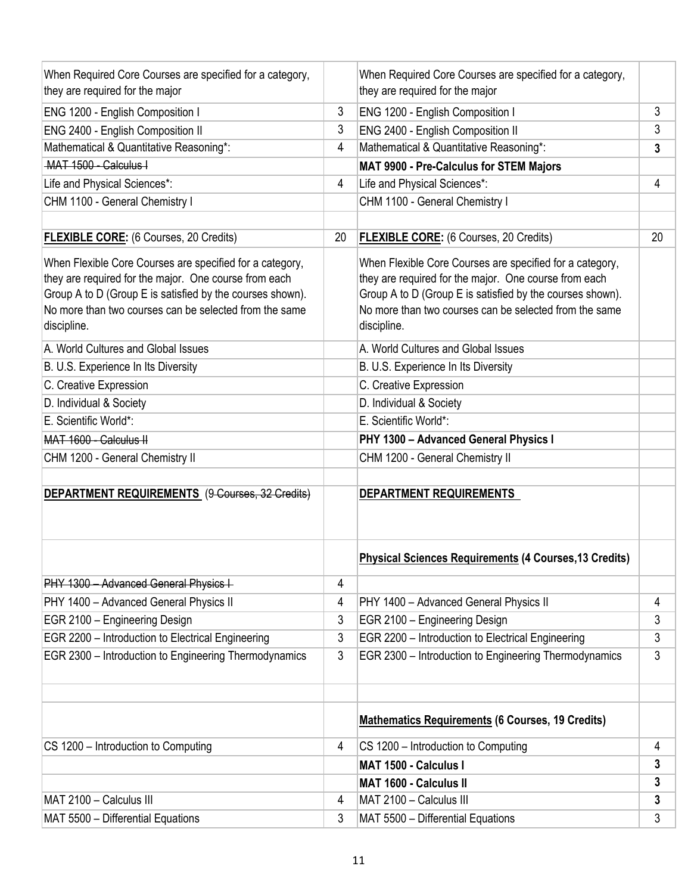| | | | |
|---|---|---|---|
| When Required Core Courses are specified for a category, they are required for the major | | When Required Core Courses are specified for a category, they are required for the major | |
| ENG 1200 - English Composition I | 3 | ENG 1200 - English Composition I | 3 |
| ENG 2400 - English Composition II | 3 | ENG 2400 - English Composition II | 3 |
| Mathematical & Quantitative Reasoning*: | 4 | Mathematical & Quantitative Reasoning*: | **3** |
| ~~MAT 1500 - Calculus I~~ | | **MAT 9900 - Pre-Calculus for STEM Majors** | |
| Life and Physical Sciences*: | 4 | Life and Physical Sciences*: | 4 |
| CHM 1100 - General Chemistry I | | CHM 1100 - General Chemistry I | |
| | | | |
| **FLEXIBLE CORE:** (6 Courses, 20 Credits) | 20 | **FLEXIBLE CORE:** (6 Courses, 20 Credits) | 20 |
| When Flexible Core Courses are specified for a category, they are required for the major. One course from each Group A to D (Group E is satisfied by the courses shown). No more than two courses can be selected from the same discipline. | | When Flexible Core Courses are specified for a category, they are required for the major. One course from each Group A to D (Group E is satisfied by the courses shown). No more than two courses can be selected from the same discipline. | |
| A. World Cultures and Global Issues | | A. World Cultures and Global Issues | |
| B. U.S. Experience In Its Diversity | | B. U.S. Experience In Its Diversity | |
| C. Creative Expression | | C. Creative Expression | |
| D. Individual & Society | | D. Individual & Society | |
| E. Scientific World*: | | E. Scientific World*: | |
| ~~MAT 1600 - Calculus II~~ | | **PHY 1300 – Advanced General Physics I** | |
| CHM 1200 - General Chemistry II | | CHM 1200 - General Chemistry II | |
| | | | |
| **DEPARTMENT REQUIREMENTS** (9 ~~Courses, 32 Credits)~~ | | **DEPARTMENT REQUIREMENTS** | |
| | | **Physical Sciences Requirements (4 Courses,13 Credits)** | |
| ~~PHY 1300 – Advanced General Physics I~~ | 4 | | |
| PHY 1400 – Advanced General Physics II | 4 | PHY 1400 – Advanced General Physics II | 4 |
| EGR 2100 – Engineering Design | 3 | EGR 2100 – Engineering Design | 3 |
| EGR 2200 – Introduction to Electrical Engineering | 3 | EGR 2200 – Introduction to Electrical Engineering | 3 |
| EGR 2300 – Introduction to Engineering Thermodynamics | 3 | EGR 2300 – Introduction to Engineering Thermodynamics | 3 |
| | | | |
| | | **Mathematics Requirements (6 Courses, 19 Credits)** | |
| CS 1200 – Introduction to Computing | 4 | CS 1200 – Introduction to Computing | 4 |
| | | **MAT 1500 - Calculus I** | **3** |
| | | **MAT 1600 - Calculus II** | **3** |
| MAT 2100 – Calculus III | 4 | MAT 2100 – Calculus III | **3** |
| MAT 5500 – Differential Equations | 3 | MAT 5500 – Differential Equations | 3 |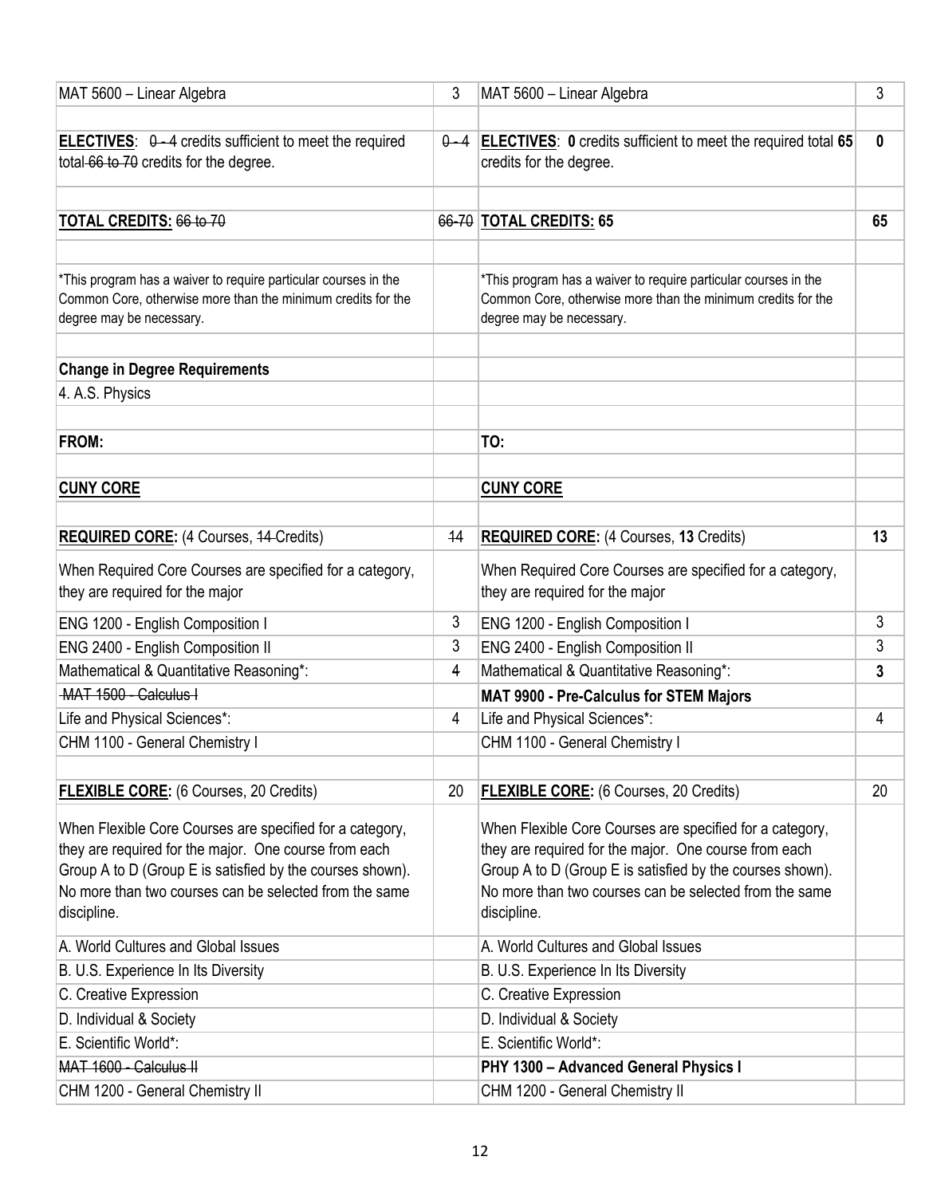| | | | |
|---|---|---|---|
| MAT 5600 – Linear Algebra | 3 | MAT 5600 – Linear Algebra | 3 |
| | | | |
| **ELECTIVES**: ~~0 - 4~~ credits sufficient to meet the required total ~~66 to 70~~ credits for the degree. | ~~0 - 4~~ | **ELECTIVES**: **0** credits sufficient to meet the required total **65** credits for the degree. | **0** |
| | | | |
| **TOTAL CREDITS:** ~~66 to 70~~ | ~~66-70~~ | **TOTAL CREDITS: 65** | **65** |
| | | | |
| *This program has a waiver to require particular courses in the Common Core, otherwise more than the minimum credits for the degree may be necessary. | | *This program has a waiver to require particular courses in the Common Core, otherwise more than the minimum credits for the degree may be necessary. | |
| | | | |
| **Change in Degree Requirements** | | | |
| 4. A.S. Physics | | | |
| | | | |
| **FROM:** | | **TO:** | |
| | | | |
| **CUNY CORE** | | **CUNY CORE** | |
| | | | |
| **REQUIRED CORE:** (4 Courses, ~~14~~ Credits) | ~~14~~ | **REQUIRED CORE:** (4 Courses, **13** Credits) | **13** |
| When Required Core Courses are specified for a category, they are required for the major | | When Required Core Courses are specified for a category, they are required for the major | |
| ENG 1200 - English Composition I | 3 | ENG 1200 - English Composition I | 3 |
| ENG 2400 - English Composition II | 3 | ENG 2400 - English Composition II | 3 |
| Mathematical & Quantitative Reasoning*: | ~~4~~ | Mathematical & Quantitative Reasoning*: | **3** |
| ~~MAT 1500 - Calculus I~~ | | **MAT 9900 - Pre-Calculus for STEM Majors** | |
| Life and Physical Sciences*: | 4 | Life and Physical Sciences*: | 4 |
| CHM 1100 - General Chemistry I | | CHM 1100 - General Chemistry I | |
| | | | |
| **FLEXIBLE CORE:** (6 Courses, 20 Credits) | 20 | **FLEXIBLE CORE:** (6 Courses, 20 Credits) | 20 |
| When Flexible Core Courses are specified for a category, they are required for the major. One course from each Group A to D (Group E is satisfied by the courses shown). No more than two courses can be selected from the same discipline. | | When Flexible Core Courses are specified for a category, they are required for the major. One course from each Group A to D (Group E is satisfied by the courses shown). No more than two courses can be selected from the same discipline. | |
| A. World Cultures and Global Issues | | A. World Cultures and Global Issues | |
| B. U.S. Experience In Its Diversity | | B. U.S. Experience In Its Diversity | |
| C. Creative Expression | | C. Creative Expression | |
| D. Individual & Society | | D. Individual & Society | |
| E. Scientific World*: | | E. Scientific World*: | |
| ~~MAT 1600 - Calculus II~~ | | **PHY 1300 – Advanced General Physics I** | |
| CHM 1200 - General Chemistry II | | CHM 1200 - General Chemistry II | |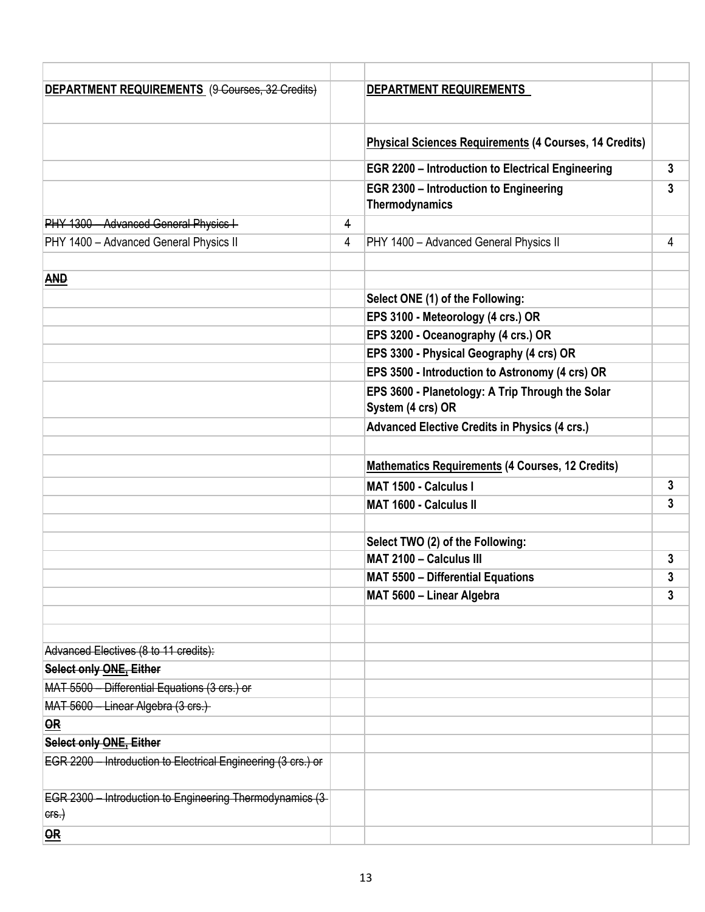| | | | |
|---|---|---|---|
| **DEPARTMENT REQUIREMENTS** ~~(9 Courses, 32 Credits)~~ | | **DEPARTMENT REQUIREMENTS** | |
| | | **Physical Sciences Requirements (4 Courses, 14 Credits)** | |
| | | **EGR 2200 – Introduction to Electrical Engineering** | **3** |
| | | **EGR 2300 – Introduction to Engineering Thermodynamics** | **3** |
| ~~PHY 1300 – Advanced General Physics I~~ | ~~4~~ | | |
| PHY 1400 – Advanced General Physics II | 4 | PHY 1400 – Advanced General Physics II | 4 |
| | | | |
| ~~**AND**~~ | | | |
| | | **Select ONE (1) of the Following:** | |
| | | **EPS 3100 - Meteorology (4 crs.) OR** | |
| | | **EPS 3200 - Oceanography (4 crs.) OR** | |
| | | **EPS 3300 - Physical Geography (4 crs) OR** | |
| | | **EPS 3500 - Introduction to Astronomy (4 crs) OR** | |
| | | **EPS 3600 - Planetology: A Trip Through the Solar System (4 crs) OR** | |
| | | **Advanced Elective Credits in Physics (4 crs.)** | |
| | | | |
| | | **Mathematics Requirements (4 Courses, 12 Credits)** | |
| | | **MAT 1500 - Calculus I** | **3** |
| | | **MAT 1600 - Calculus II** | **3** |
| | | | |
| | | **Select TWO (2) of the Following:** | |
| | | **MAT 2100 – Calculus III** | **3** |
| | | **MAT 5500 – Differential Equations** | **3** |
| | | **MAT 5600 – Linear Algebra** | **3** |
| | | | |
| | | | |
| ~~Advanced Electives (8 to 11 credits):~~ | | | |
| ~~**Select only ONE, Either**~~ | | | |
| ~~MAT 5500 – Differential Equations (3 crs.) or~~ | | | |
| ~~MAT 5600 – Linear Algebra (3 crs.)~~ | | | |
| ~~**OR**~~ | | | |
| ~~**Select only ONE, Either**~~ | | | |
| ~~EGR 2200 – Introduction to Electrical Engineering (3 crs.) or~~ | | | |
| ~~EGR 2300 – Introduction to Engineering Thermodynamics (3 crs.)~~ | | | |
| ~~**OR**~~ | | | |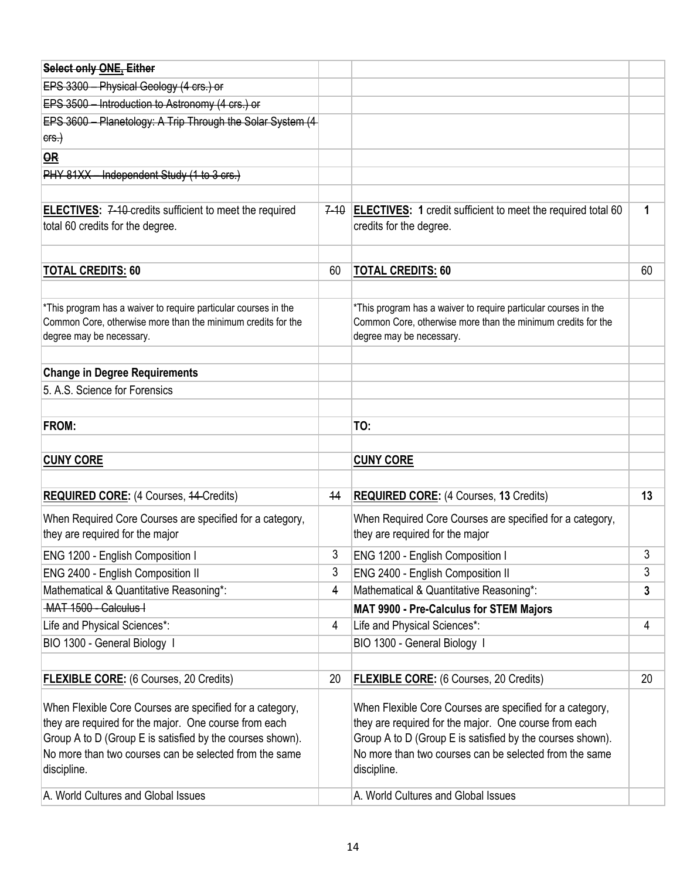| | | | |
|---|---|---|---|
| ~~**Select only ONE, Either**~~ | | | |
| ~~EPS 3300 – Physical Geology (4 crs.) or~~ | | | |
| ~~EPS 3500 – Introduction to Astronomy (4 crs.) or~~ | | | |
| ~~EPS 3600 – Planetology: A Trip Through the Solar System (4 crs.)~~ | | | |
| ~~**OR**~~ | | | |
| ~~PHY 81XX – Independent Study (1 to 3 crs.)~~ | | | |
| | | | |
| **ELECTIVES:** ~~7-10~~ credits sufficient to meet the required total 60 credits for the degree. | ~~7-10~~ | **ELECTIVES: 1** credit sufficient to meet the required total 60 credits for the degree. | **1** |
| | | | |
| **TOTAL CREDITS: 60** | 60 | **TOTAL CREDITS: 60** | 60 |
| | | | |
| *This program has a waiver to require particular courses in the Common Core, otherwise more than the minimum credits for the degree may be necessary. | | *This program has a waiver to require particular courses in the Common Core, otherwise more than the minimum credits for the degree may be necessary. | |
| | | | |
| **Change in Degree Requirements** | | | |
| 5. A.S. Science for Forensics | | | |
| | | | |
| **FROM:** | | **TO:** | |
| | | | |
| **CUNY CORE** | | **CUNY CORE** | |
| | | | |
| **REQUIRED CORE:** (4 Courses, ~~14~~ Credits) | ~~14~~ | **REQUIRED CORE:** (4 Courses, **13** Credits) | **13** |
| When Required Core Courses are specified for a category, they are required for the major | | When Required Core Courses are specified for a category, they are required for the major | |
| ENG 1200 - English Composition I | 3 | ENG 1200 - English Composition I | 3 |
| ENG 2400 - English Composition II | 3 | ENG 2400 - English Composition II | 3 |
| Mathematical & Quantitative Reasoning*: | ~~4~~ | Mathematical & Quantitative Reasoning*: | **3** |
| ~~MAT 1500 - Calculus I~~ | | **MAT 9900 - Pre-Calculus for STEM Majors** | |
| Life and Physical Sciences*: | 4 | Life and Physical Sciences*: | 4 |
| BIO 1300 - General Biology I | | BIO 1300 - General Biology I | |
| | | | |
| **FLEXIBLE CORE:** (6 Courses, 20 Credits) | 20 | **FLEXIBLE CORE:** (6 Courses, 20 Credits) | 20 |
| When Flexible Core Courses are specified for a category, they are required for the major. One course from each Group A to D (Group E is satisfied by the courses shown). No more than two courses can be selected from the same discipline. | | When Flexible Core Courses are specified for a category, they are required for the major. One course from each Group A to D (Group E is satisfied by the courses shown). No more than two courses can be selected from the same discipline. | |
| A. World Cultures and Global Issues | | A. World Cultures and Global Issues | |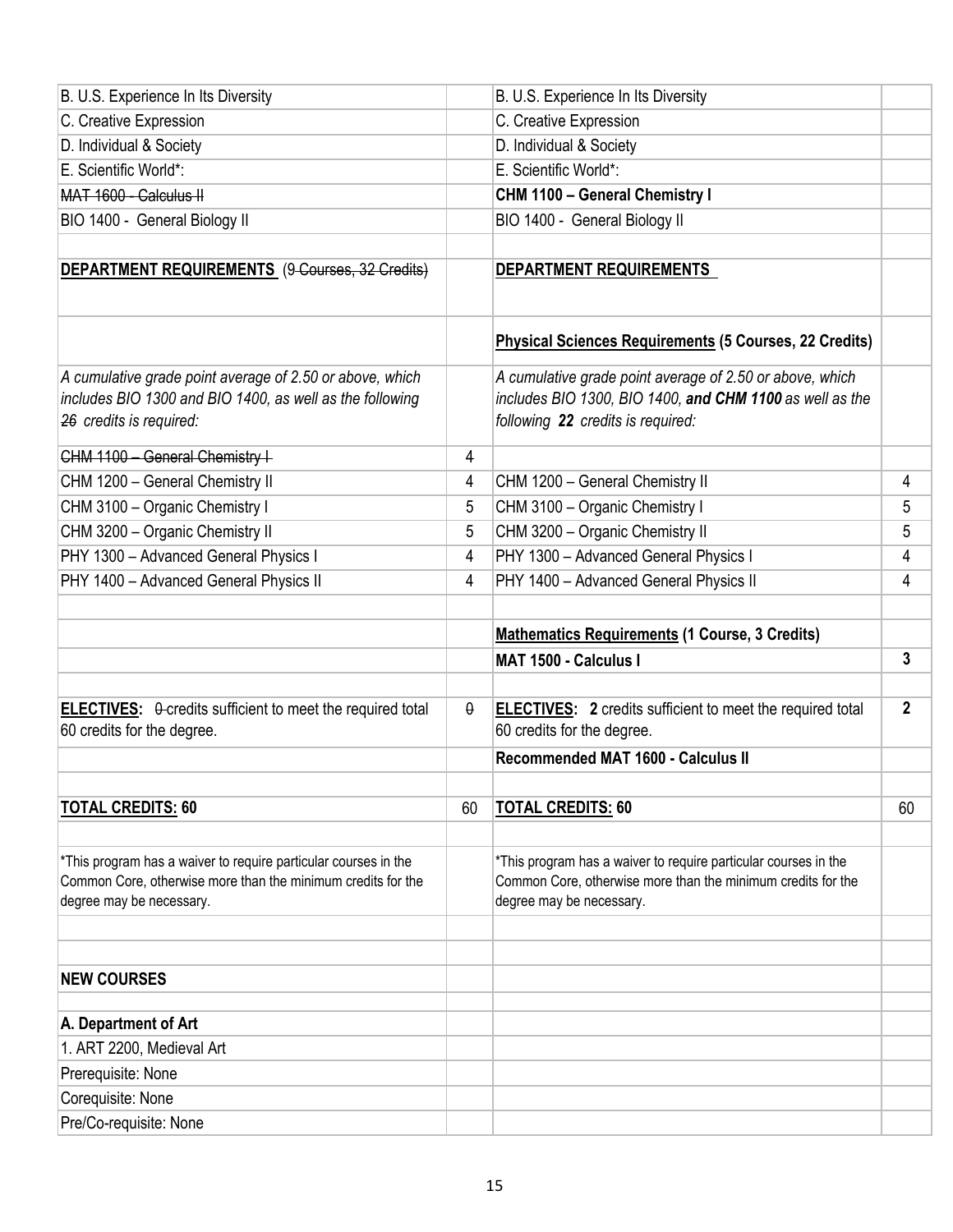| | | | |
|---|---|---|---|
| B. U.S. Experience In Its Diversity | | B. U.S. Experience In Its Diversity | |
| C. Creative Expression | | C. Creative Expression | |
| D. Individual & Society | | D. Individual & Society | |
| E. Scientific World*: | | E. Scientific World*: | |
| ~~MAT 1600 - Calculus II~~ | | **CHM 1100 – General Chemistry I** | |
| BIO 1400 - General Biology II | | BIO 1400 - General Biology II | |
| | | | |
| **DEPARTMENT REQUIREMENTS** (~~9 Courses, 32 Credits~~) | | **DEPARTMENT REQUIREMENTS** | |
| | | **Physical Sciences Requirements (5 Courses, 22 Credits)** | |
| *A cumulative grade point average of 2.50 or above, which includes BIO 1300 and BIO 1400, as well as the following ~~26~~ credits is required:* | | *A cumulative grade point average of 2.50 or above, which includes BIO 1300, BIO 1400,* ***and CHM 1100*** *as well as the following* ***22*** *credits is required:* | |
| ~~CHM 1100 – General Chemistry I~~ | ~~4~~ | | |
| CHM 1200 – General Chemistry II | 4 | CHM 1200 – General Chemistry II | 4 |
| CHM 3100 – Organic Chemistry I | 5 | CHM 3100 – Organic Chemistry I | 5 |
| CHM 3200 – Organic Chemistry II | 5 | CHM 3200 – Organic Chemistry II | 5 |
| PHY 1300 – Advanced General Physics I | 4 | PHY 1300 – Advanced General Physics I | 4 |
| PHY 1400 – Advanced General Physics II | 4 | PHY 1400 – Advanced General Physics II | 4 |
| | | | |
| | | **Mathematics Requirements (1 Course, 3 Credits)** | |
| | | **MAT 1500 - Calculus I** | **3** |
| | | | |
| **ELECTIVES:** ~~0~~ credits sufficient to meet the required total 60 credits for the degree. | ~~0~~ | **ELECTIVES: 2** credits sufficient to meet the required total 60 credits for the degree. | **2** |
| | | **Recommended MAT 1600 - Calculus II** | |
| | | | |
| **TOTAL CREDITS: 60** | 60 | **TOTAL CREDITS: 60** | 60 |
| | | | |
| *This program has a waiver to require particular courses in the Common Core, otherwise more than the minimum credits for the degree may be necessary. | | *This program has a waiver to require particular courses in the Common Core, otherwise more than the minimum credits for the degree may be necessary. | |
| | | | |
| | | | |
| **NEW COURSES** | | | |
| | | | |
| **A. Department of Art** | | | |
| 1. ART 2200, Medieval Art | | | |
| Prerequisite: None | | | |
| Corequisite: None | | | |
| Pre/Co-requisite: None | | | |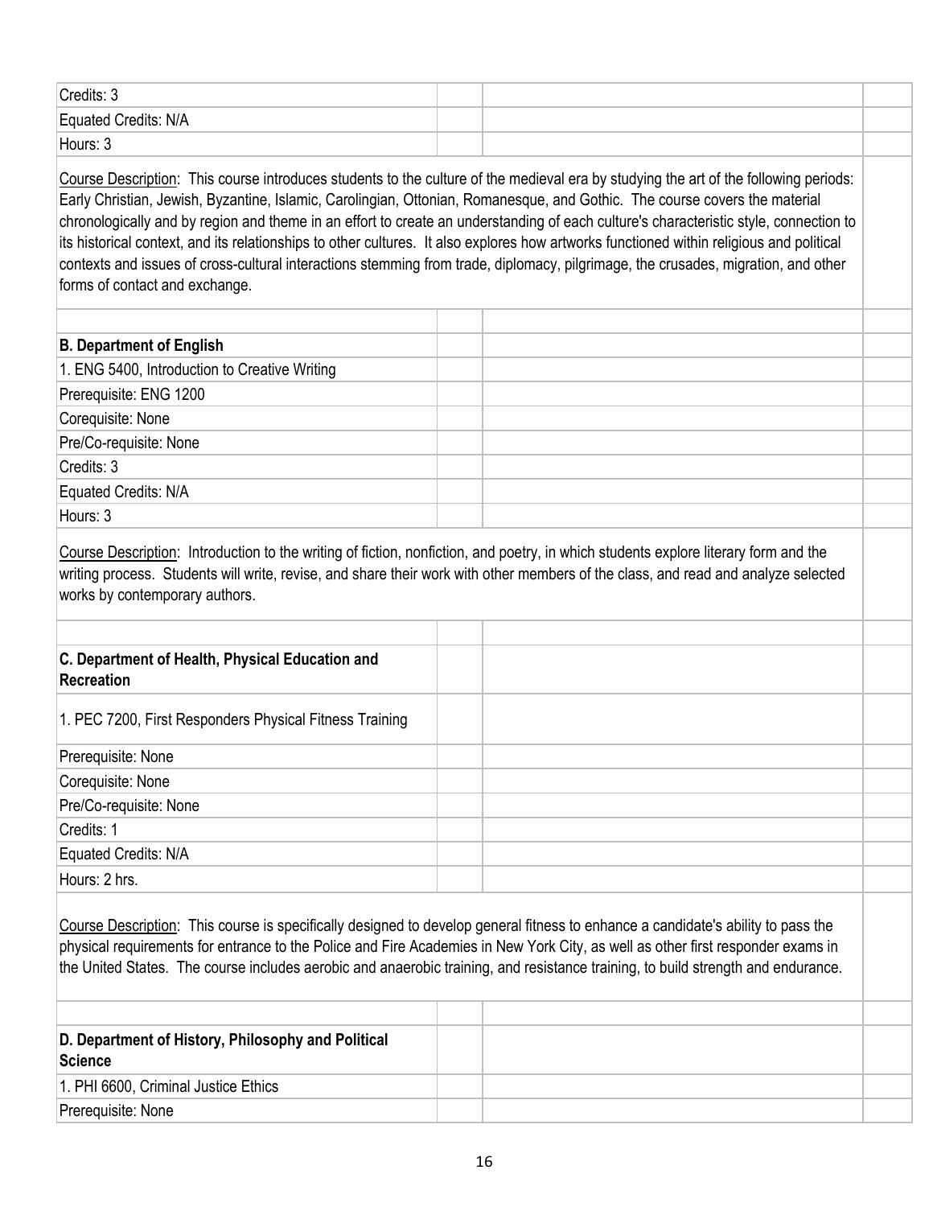Credits: 3

Equated Credits: N/A

Hours: 3

Course Description: This course introduces students to the culture of the medieval era by studying the art of the following periods: Early Christian, Jewish, Byzantine, Islamic, Carolingian, Ottonian, Romanesque, and Gothic. The course covers the material chronologically and by region and theme in an effort to create an understanding of each culture's characteristic style, connection to its historical context, and its relationships to other cultures. It also explores how artworks functioned within religious and political contexts and issues of cross-cultural interactions stemming from trade, diplomacy, pilgrimage, the crusades, migration, and other forms of contact and exchange.

**B. Department of English**

1. ENG 5400, Introduction to Creative Writing

Prerequisite: ENG 1200

Corequisite: None

Pre/Co-requisite: None

Credits: 3

Equated Credits: N/A

Hours: 3

Course Description: Introduction to the writing of fiction, nonfiction, and poetry, in which students explore literary form and the writing process. Students will write, revise, and share their work with other members of the class, and read and analyze selected works by contemporary authors.

**C. Department of Health, Physical Education and Recreation**

1. PEC 7200, First Responders Physical Fitness Training

Prerequisite: None

Corequisite: None

Pre/Co-requisite: None

Credits: 1

Equated Credits: N/A

Hours: 2 hrs.

Course Description: This course is specifically designed to develop general fitness to enhance a candidate's ability to pass the physical requirements for entrance to the Police and Fire Academies in New York City, as well as other first responder exams in the United States. The course includes aerobic and anaerobic training, and resistance training, to build strength and endurance.

**D. Department of History, Philosophy and Political Science**

1. PHI 6600, Criminal Justice Ethics

Prerequisite: None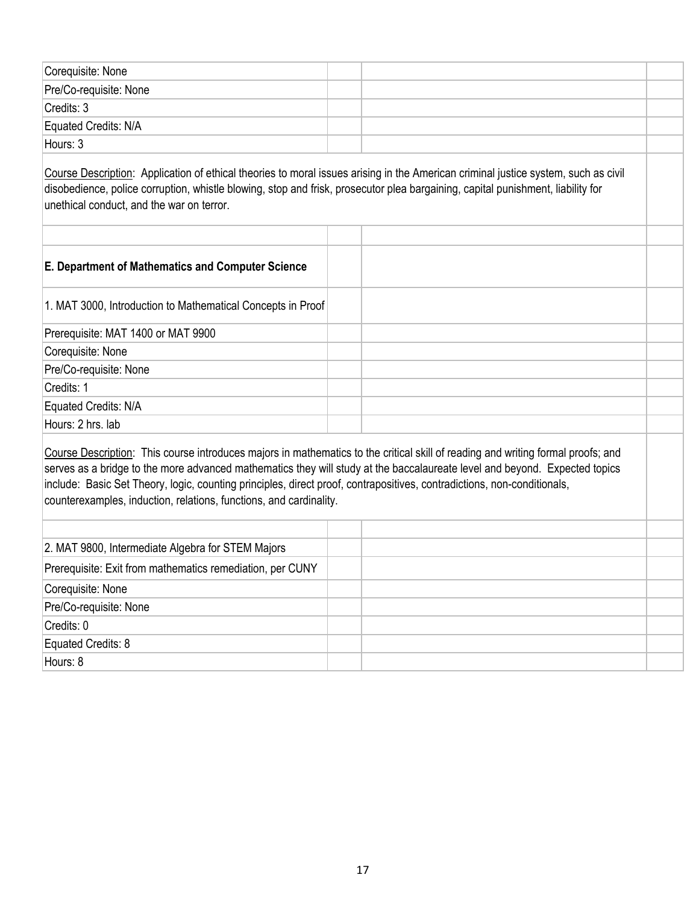Corequisite: None

Pre/Co-requisite: None

Credits: 3

Equated Credits: N/A

Hours: 3

Course Description: Application of ethical theories to moral issues arising in the American criminal justice system, such as civil disobedience, police corruption, whistle blowing, stop and frisk, prosecutor plea bargaining, capital punishment, liability for unethical conduct, and the war on terror.

**E. Department of Mathematics and Computer Science**

1. MAT 3000, Introduction to Mathematical Concepts in Proof

Prerequisite: MAT 1400 or MAT 9900

Corequisite: None

Pre/Co-requisite: None

Credits: 1

Equated Credits: N/A

Hours: 2 hrs. lab

Course Description: This course introduces majors in mathematics to the critical skill of reading and writing formal proofs; and serves as a bridge to the more advanced mathematics they will study at the baccalaureate level and beyond. Expected topics include: Basic Set Theory, logic, counting principles, direct proof, contrapositives, contradictions, non-conditionals, counterexamples, induction, relations, functions, and cardinality.

2. MAT 9800, Intermediate Algebra for STEM Majors

Prerequisite: Exit from mathematics remediation, per CUNY

Corequisite: None

Pre/Co-requisite: None

Credits: 0

Equated Credits: 8

Hours: 8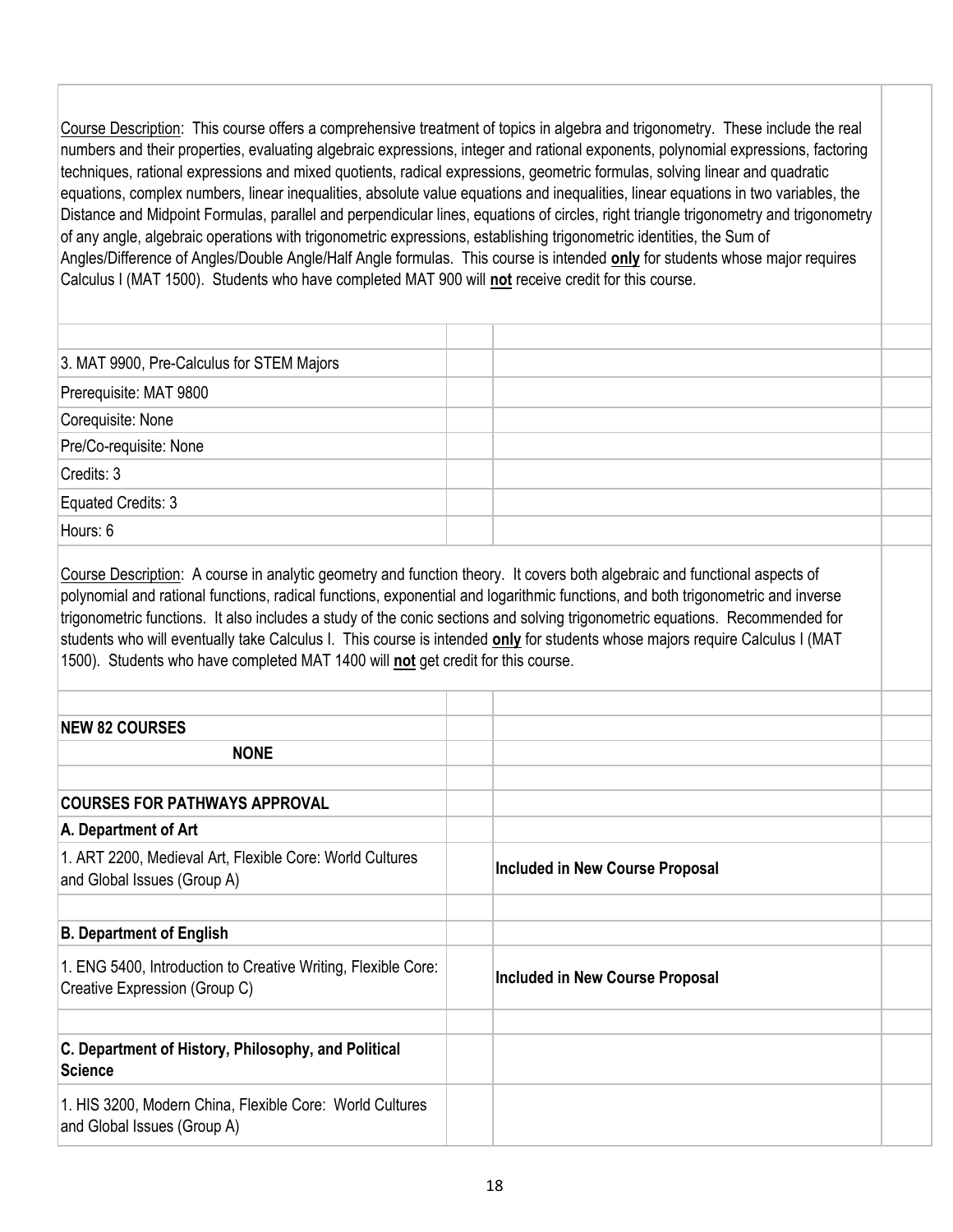Course Description: This course offers a comprehensive treatment of topics in algebra and trigonometry. These include the real numbers and their properties, evaluating algebraic expressions, integer and rational exponents, polynomial expressions, factoring techniques, rational expressions and mixed quotients, radical expressions, geometric formulas, solving linear and quadratic equations, complex numbers, linear inequalities, absolute value equations and inequalities, linear equations in two variables, the Distance and Midpoint Formulas, parallel and perpendicular lines, equations of circles, right triangle trigonometry and trigonometry of any angle, algebraic operations with trigonometric expressions, establishing trigonometric identities, the Sum of Angles/Difference of Angles/Double Angle/Half Angle formulas. This course is intended **only** for students whose major requires Calculus I (MAT 1500). Students who have completed MAT 900 will **not** receive credit for this course.

3. MAT 9900, Pre-Calculus for STEM Majors

Prerequisite: MAT 9800

Corequisite: None

Pre/Co-requisite: None

Credits: 3

Equated Credits: 3

Hours: 6

Course Description: A course in analytic geometry and function theory. It covers both algebraic and functional aspects of polynomial and rational functions, radical functions, exponential and logarithmic functions, and both trigonometric and inverse trigonometric functions. It also includes a study of the conic sections and solving trigonometric equations. Recommended for students who will eventually take Calculus I. This course is intended **only** for students whose majors require Calculus I (MAT 1500). Students who have completed MAT 1400 will **not** get credit for this course.

**NEW 82 COURSES**

**NONE**

**COURSES FOR PATHWAYS APPROVAL**

**A. Department of Art**

| Course | Status |
|---|---|
| 1. ART 2200, Medieval Art, Flexible Core: World Cultures and Global Issues (Group A) | **Included in New Course Proposal** |

**B. Department of English**

| Course | Status |
|---|---|
| 1. ENG 5400, Introduction to Creative Writing, Flexible Core: Creative Expression (Group C) | **Included in New Course Proposal** |

**C. Department of History, Philosophy, and Political Science**

| Course | Status |
|---|---|
| 1. HIS 3200, Modern China, Flexible Core: World Cultures and Global Issues (Group A) | |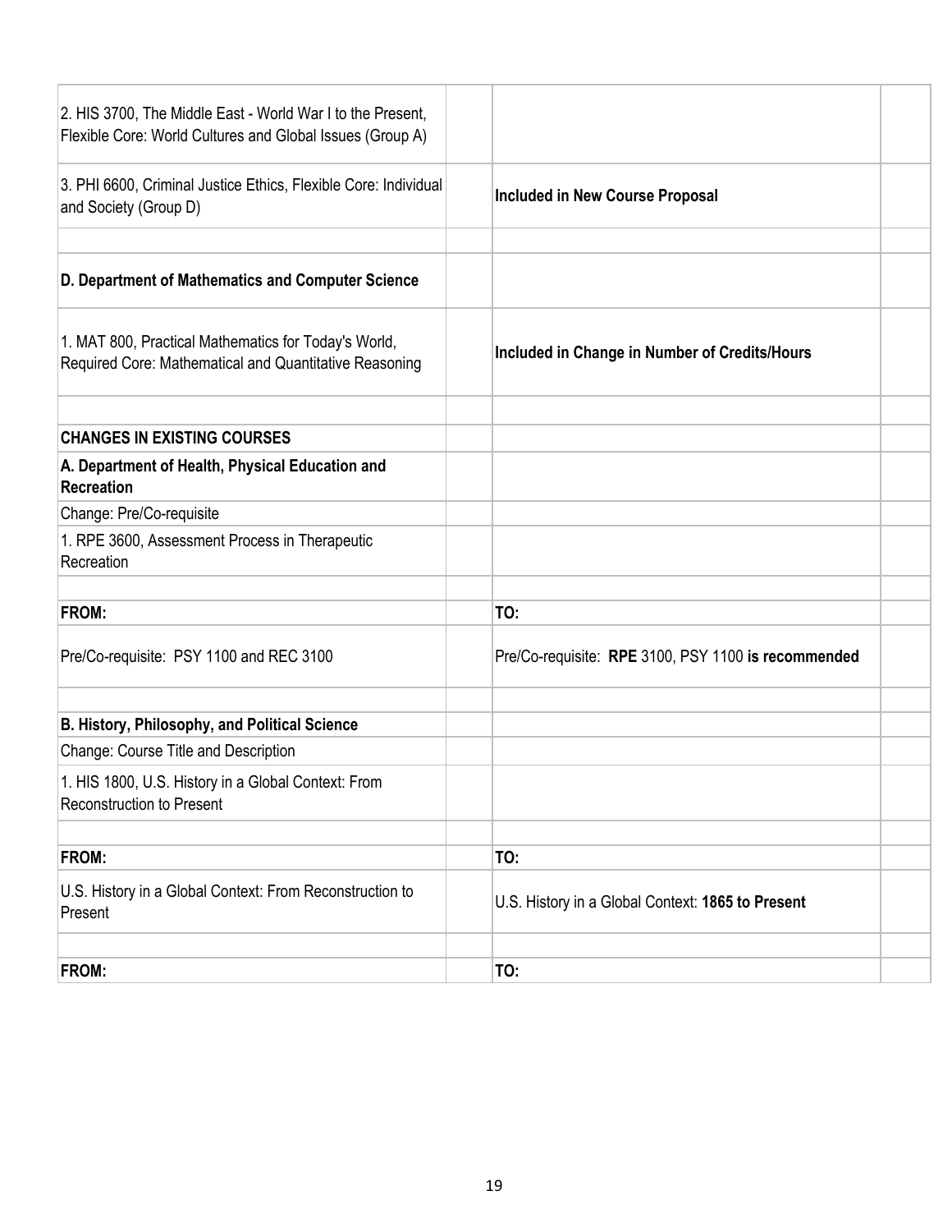| | | | |
|---|---|---|---|
| 2. HIS 3700, The Middle East - World War I to the Present, Flexible Core: World Cultures and Global Issues (Group A) | | | |
| 3. PHI 6600, Criminal Justice Ethics, Flexible Core: Individual and Society (Group D) | | **Included in New Course Proposal** | |
| | | | |
| **D. Department of Mathematics and Computer Science** | | | |
| 1. MAT 800, Practical Mathematics for Today's World, Required Core: Mathematical and Quantitative Reasoning | | **Included in Change in Number of Credits/Hours** | |
| | | | |
| **CHANGES IN EXISTING COURSES** | | | |
| **A. Department of Health, Physical Education and Recreation** | | | |
| Change: Pre/Co-requisite | | | |
| 1. RPE 3600, Assessment Process in Therapeutic Recreation | | | |
| | | | |
| **FROM:** | | **TO:** | |
| Pre/Co-requisite: PSY 1100 and REC 3100 | | Pre/Co-requisite: **RPE** 3100, PSY 1100 **is recommended** | |
| | | | |
| **B. History, Philosophy, and Political Science** | | | |
| Change: Course Title and Description | | | |
| 1. HIS 1800, U.S. History in a Global Context: From Reconstruction to Present | | | |
| | | | |
| **FROM:** | | **TO:** | |
| U.S. History in a Global Context: From Reconstruction to Present | | U.S. History in a Global Context: **1865 to Present** | |
| | | | |
| **FROM:** | | **TO:** | |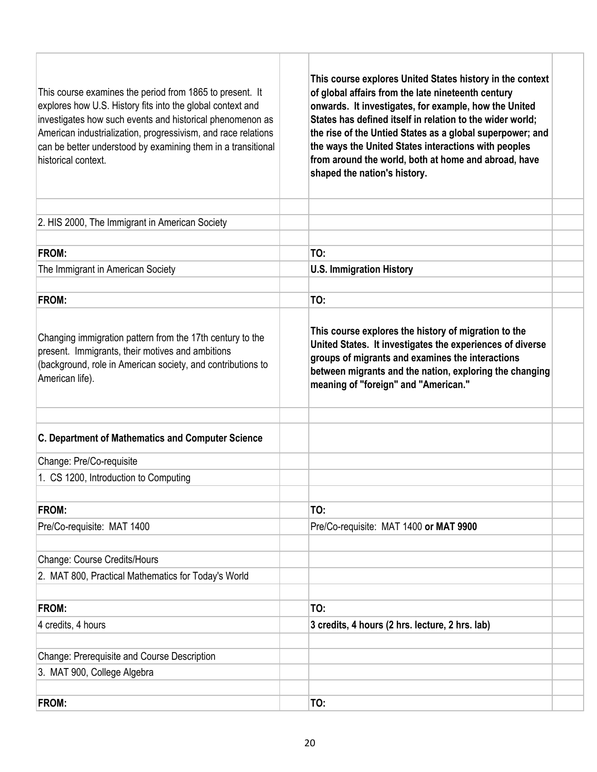| | | | |
|---|---|---|---|
| This course examines the period from 1865 to present. It explores how U.S. History fits into the global context and investigates how such events and historical phenomenon as American industrialization, progressivism, and race relations can be better understood by examining them in a transitional historical context. | | **This course explores United States history in the context of global affairs from the late nineteenth century onwards. It investigates, for example, how the United States has defined itself in relation to the wider world; the rise of the Untied States as a global superpower; and the ways the United States interactions with peoples from around the world, both at home and abroad, have shaped the nation's history.** | |
| | | | |
| 2. HIS 2000, The Immigrant in American Society | | | |
| | | | |
| **FROM:** | | **TO:** | |
| The Immigrant in American Society | | **U.S. Immigration History** | |
| | | | |
| **FROM:** | | **TO:** | |
| Changing immigration pattern from the 17th century to the present. Immigrants, their motives and ambitions (background, role in American society, and contributions to American life). | | **This course explores the history of migration to the United States. It investigates the experiences of diverse groups of migrants and examines the interactions between migrants and the nation, exploring the changing meaning of "foreign" and "American."** | |
| | | | |
| **C. Department of Mathematics and Computer Science** | | | |
| Change: Pre/Co-requisite | | | |
| 1. CS 1200, Introduction to Computing | | | |
| | | | |
| **FROM:** | | **TO:** | |
| Pre/Co-requisite: MAT 1400 | | Pre/Co-requisite: MAT 1400 **or MAT 9900** | |
| | | | |
| Change: Course Credits/Hours | | | |
| 2. MAT 800, Practical Mathematics for Today's World | | | |
| | | | |
| **FROM:** | | **TO:** | |
| 4 credits, 4 hours | | **3 credits, 4 hours (2 hrs. lecture, 2 hrs. lab)** | |
| | | | |
| Change: Prerequisite and Course Description | | | |
| 3. MAT 900, College Algebra | | | |
| | | | |
| **FROM:** | | **TO:** | |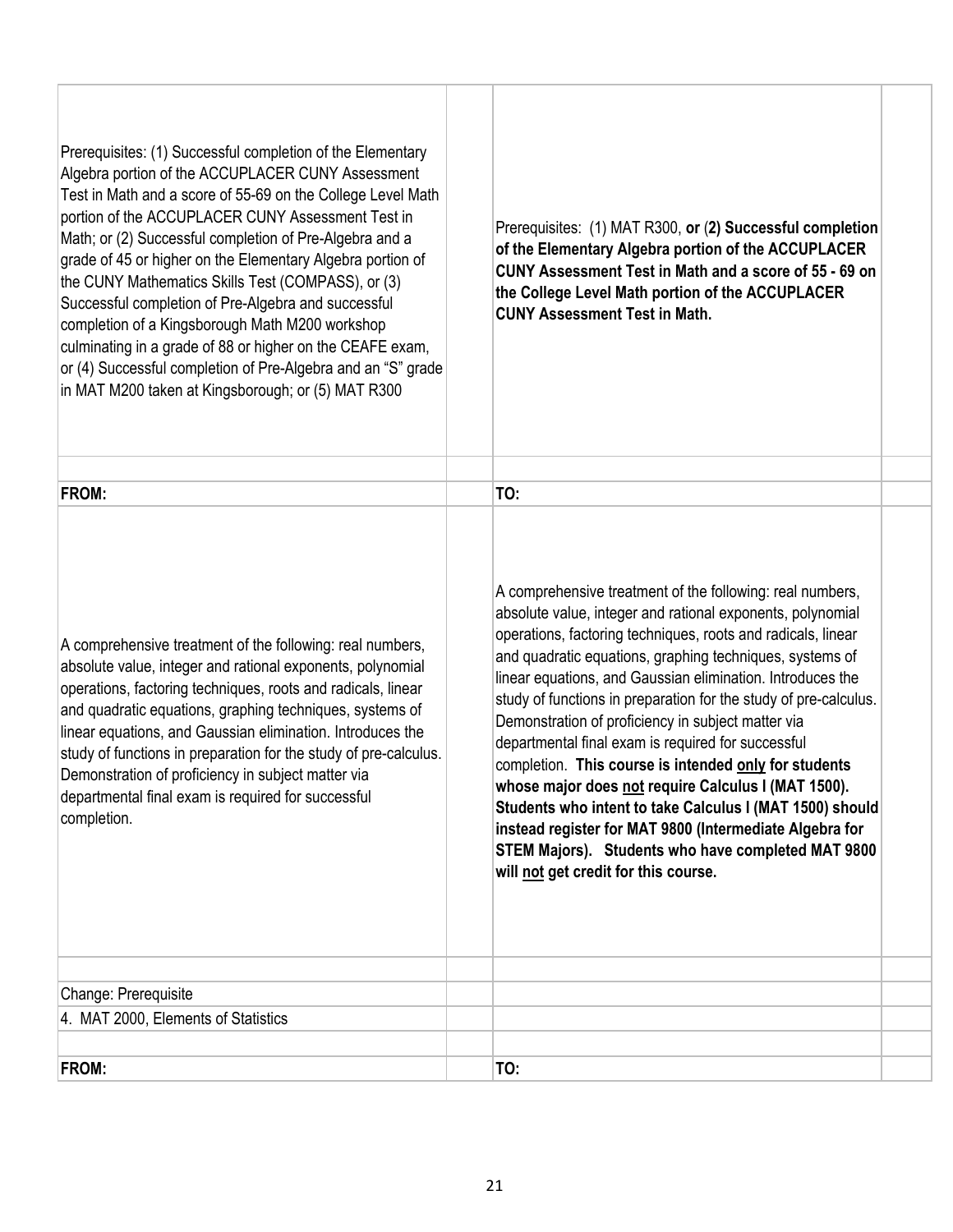| | | | |
|---|---|---|---|
| Prerequisites: (1) Successful completion of the Elementary Algebra portion of the ACCUPLACER CUNY Assessment Test in Math and a score of 55-69 on the College Level Math portion of the ACCUPLACER CUNY Assessment Test in Math; or (2) Successful completion of Pre-Algebra and a grade of 45 or higher on the Elementary Algebra portion of the CUNY Mathematics Skills Test (COMPASS), or (3) Successful completion of Pre-Algebra and successful completion of a Kingsborough Math M200 workshop culminating in a grade of 88 or higher on the CEAFE exam, or (4) Successful completion of Pre-Algebra and an "S" grade in MAT M200 taken at Kingsborough; or (5) MAT R300 | | Prerequisites: (1) MAT R300, **or** (**2) Successful completion of the Elementary Algebra portion of the ACCUPLACER CUNY Assessment Test in Math and a score of 55 - 69 on the College Level Math portion of the ACCUPLACER CUNY Assessment Test in Math.** | |
| | | | |
| **FROM:** | | **TO:** | |
| A comprehensive treatment of the following: real numbers, absolute value, integer and rational exponents, polynomial operations, factoring techniques, roots and radicals, linear and quadratic equations, graphing techniques, systems of linear equations, and Gaussian elimination. Introduces the study of functions in preparation for the study of pre-calculus. Demonstration of proficiency in subject matter via departmental final exam is required for successful completion. | | A comprehensive treatment of the following: real numbers, absolute value, integer and rational exponents, polynomial operations, factoring techniques, roots and radicals, linear and quadratic equations, graphing techniques, systems of linear equations, and Gaussian elimination. Introduces the study of functions in preparation for the study of pre-calculus. Demonstration of proficiency in subject matter via departmental final exam is required for successful completion. **This course is intended <u>only</u> for students whose major does <u>not</u> require Calculus I (MAT 1500). Students who intent to take Calculus I (MAT 1500) should instead register for MAT 9800 (Intermediate Algebra for STEM Majors). Students who have completed MAT 9800 will <u>not</u> get credit for this course.** | |
| | | | |
| Change: Prerequisite | | | |
| 4. MAT 2000, Elements of Statistics | | | |
| | | | |
| **FROM:** | | **TO:** | |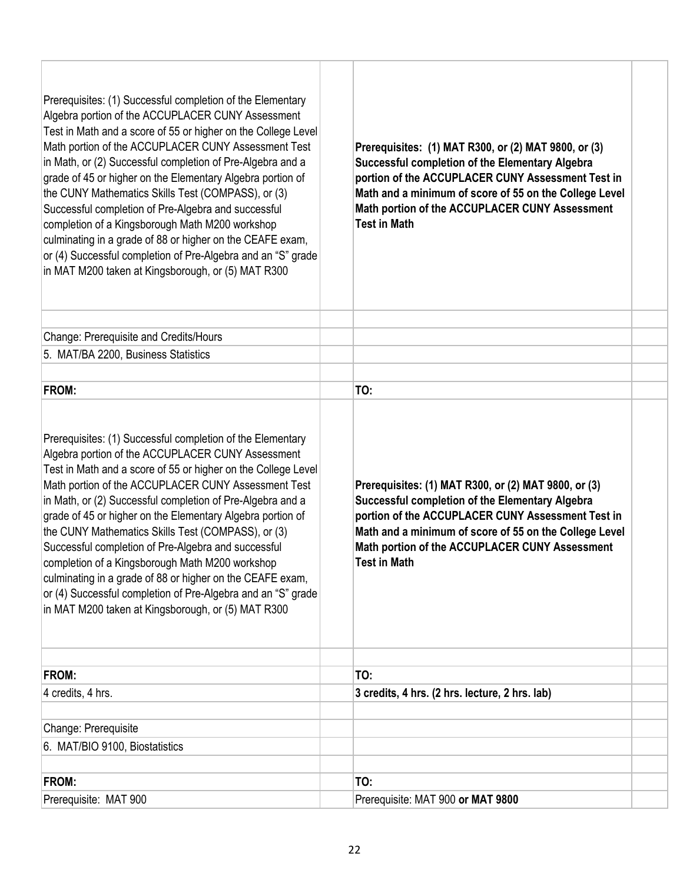| | | | |
|---|---|---|---|
| Prerequisites: (1) Successful completion of the Elementary Algebra portion of the ACCUPLACER CUNY Assessment Test in Math and a score of 55 or higher on the College Level Math portion of the ACCUPLACER CUNY Assessment Test in Math, or (2) Successful completion of Pre-Algebra and a grade of 45 or higher on the Elementary Algebra portion of the CUNY Mathematics Skills Test (COMPASS), or (3) Successful completion of Pre-Algebra and successful completion of a Kingsborough Math M200 workshop culminating in a grade of 88 or higher on the CEAFE exam, or (4) Successful completion of Pre-Algebra and an "S" grade in MAT M200 taken at Kingsborough, or (5) MAT R300 | | **Prerequisites: (1) MAT R300, or (2) MAT 9800, or (3) Successful completion of the Elementary Algebra portion of the ACCUPLACER CUNY Assessment Test in Math and a minimum of score of 55 on the College Level Math portion of the ACCUPLACER CUNY Assessment Test in Math** | |
| | | | |
| Change: Prerequisite and Credits/Hours | | | |
| 5. MAT/BA 2200, Business Statistics | | | |
| | | | |
| **FROM:** | | **TO:** | |
| Prerequisites: (1) Successful completion of the Elementary Algebra portion of the ACCUPLACER CUNY Assessment Test in Math and a score of 55 or higher on the College Level Math portion of the ACCUPLACER CUNY Assessment Test in Math, or (2) Successful completion of Pre-Algebra and a grade of 45 or higher on the Elementary Algebra portion of the CUNY Mathematics Skills Test (COMPASS), or (3) Successful completion of Pre-Algebra and successful completion of a Kingsborough Math M200 workshop culminating in a grade of 88 or higher on the CEAFE exam, or (4) Successful completion of Pre-Algebra and an "S" grade in MAT M200 taken at Kingsborough, or (5) MAT R300 | | **Prerequisites: (1) MAT R300, or (2) MAT 9800, or (3) Successful completion of the Elementary Algebra portion of the ACCUPLACER CUNY Assessment Test in Math and a minimum of score of 55 on the College Level Math portion of the ACCUPLACER CUNY Assessment Test in Math** | |
| | | | |
| **FROM:** | | **TO:** | |
| 4 credits, 4 hrs. | | **3 credits, 4 hrs. (2 hrs. lecture, 2 hrs. lab)** | |
| | | | |
| Change: Prerequisite | | | |
| 6. MAT/BIO 9100, Biostatistics | | | |
| | | | |
| **FROM:** | | **TO:** | |
| Prerequisite: MAT 900 | | Prerequisite: MAT 900 **or MAT 9800** | |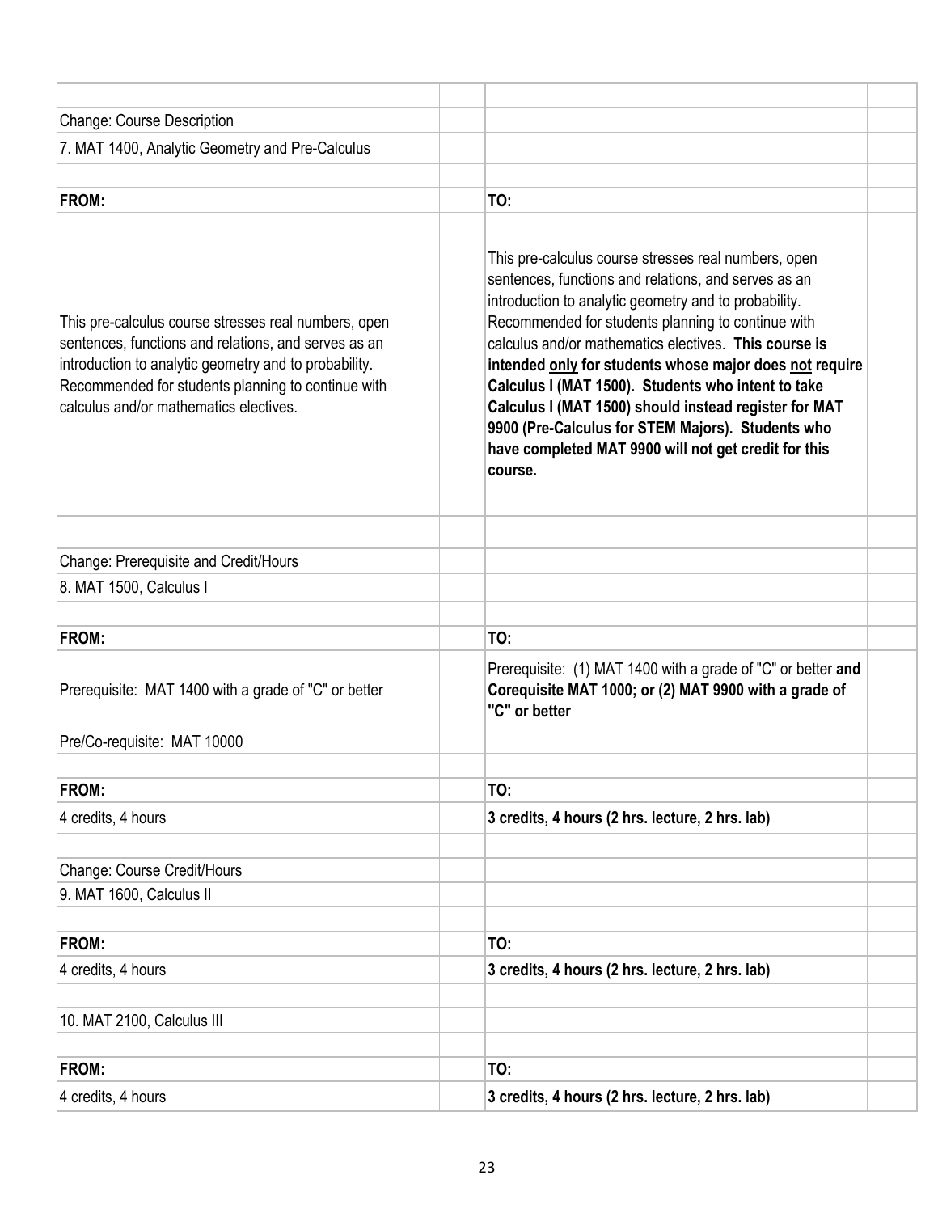Change: Course Description

7. MAT 1400, Analytic Geometry and Pre-Calculus

| FROM: | TO: |
|---|---|
| This pre-calculus course stresses real numbers, open sentences, functions and relations, and serves as an introduction to analytic geometry and to probability. Recommended for students planning to continue with calculus and/or mathematics electives. | This pre-calculus course stresses real numbers, open sentences, functions and relations, and serves as an introduction to analytic geometry and to probability. Recommended for students planning to continue with calculus and/or mathematics electives. **This course is intended <u>only</u> for students whose major does <u>not</u> require Calculus I (MAT 1500). Students who intent to take Calculus I (MAT 1500) should instead register for MAT 9900 (Pre-Calculus for STEM Majors). Students who have completed MAT 9900 will not get credit for this course.** |

Change: Prerequisite and Credit/Hours

8. MAT 1500, Calculus I

| FROM: | TO: |
|---|---|
| Prerequisite: MAT 1400 with a grade of "C" or better | Prerequisite: (1) MAT 1400 with a grade of "C" or better **and Corequisite MAT 1000; or (2) MAT 9900 with a grade of "C" or better** |
| Pre/Co-requisite: MAT 10000 | |

| FROM: | TO: |
|---|---|
| 4 credits, 4 hours | **3 credits, 4 hours (2 hrs. lecture, 2 hrs. lab)** |

Change: Course Credit/Hours

9. MAT 1600, Calculus II

| FROM: | TO: |
|---|---|
| 4 credits, 4 hours | **3 credits, 4 hours (2 hrs. lecture, 2 hrs. lab)** |

10. MAT 2100, Calculus III

| FROM: | TO: |
|---|---|
| 4 credits, 4 hours | **3 credits, 4 hours (2 hrs. lecture, 2 hrs. lab)** |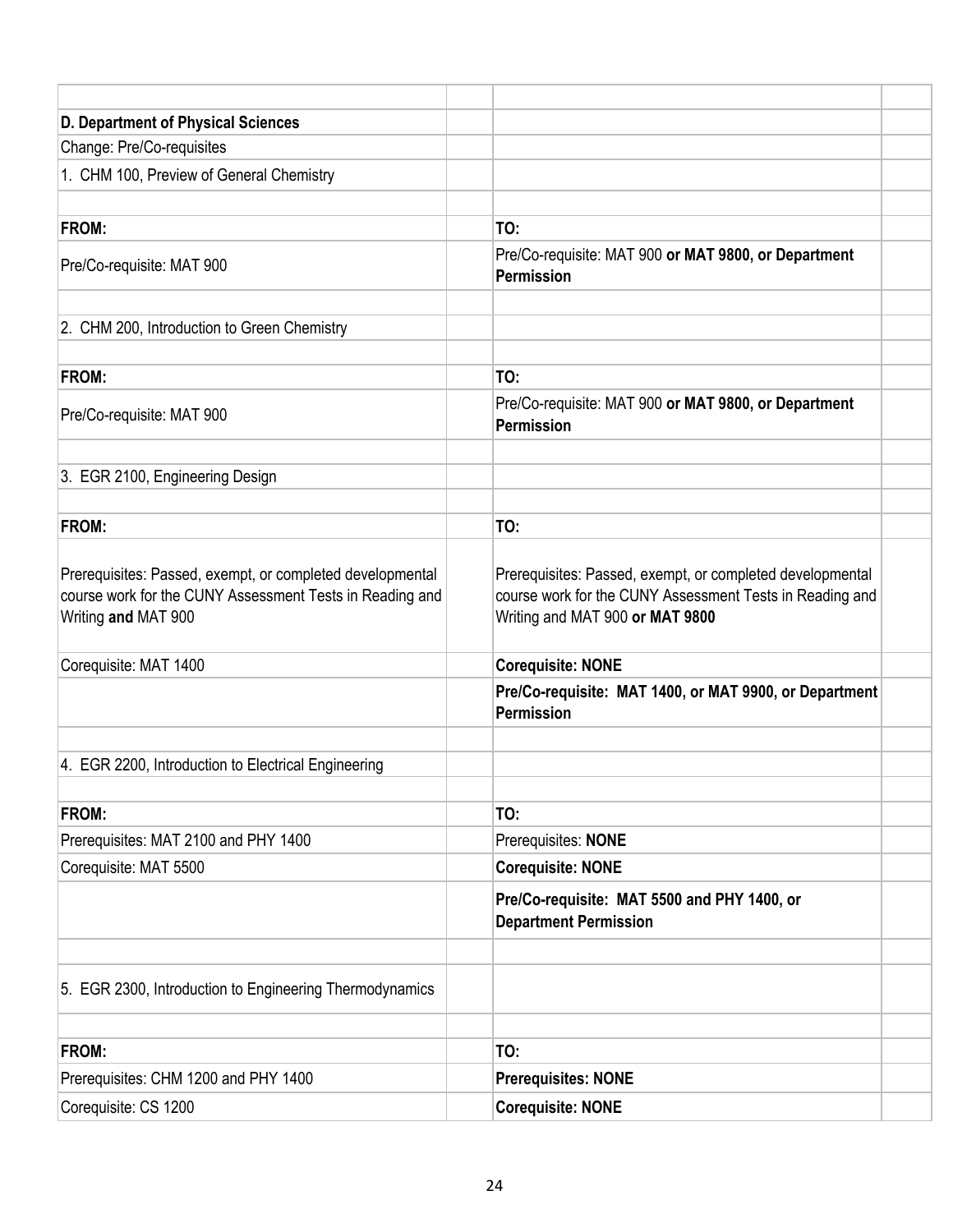**D. Department of Physical Sciences**

Change: Pre/Co-requisites

1. CHM 100, Preview of General Chemistry

| FROM: | TO: |
|---|---|
| Pre/Co-requisite: MAT 900 | Pre/Co-requisite: MAT 900 **or MAT 9800, or Department Permission** |

2. CHM 200, Introduction to Green Chemistry

| FROM: | TO: |
|---|---|
| Pre/Co-requisite: MAT 900 | Pre/Co-requisite: MAT 900 **or MAT 9800, or Department Permission** |

3. EGR 2100, Engineering Design

| FROM: | TO: |
|---|---|
| Prerequisites: Passed, exempt, or completed developmental course work for the CUNY Assessment Tests in Reading and Writing **and** MAT 900 | Prerequisites: Passed, exempt, or completed developmental course work for the CUNY Assessment Tests in Reading and Writing and MAT 900 **or MAT 9800** |
| Corequisite: MAT 1400 | **Corequisite: NONE** |
| | **Pre/Co-requisite: MAT 1400, or MAT 9900, or Department Permission** |

4. EGR 2200, Introduction to Electrical Engineering

| FROM: | TO: |
|---|---|
| Prerequisites: MAT 2100 and PHY 1400 | Prerequisites: **NONE** |
| Corequisite: MAT 5500 | **Corequisite: NONE** |
| | **Pre/Co-requisite: MAT 5500 and PHY 1400, or Department Permission** |

5. EGR 2300, Introduction to Engineering Thermodynamics

| FROM: | TO: |
|---|---|
| Prerequisites: CHM 1200 and PHY 1400 | **Prerequisites: NONE** |
| Corequisite: CS 1200 | **Corequisite: NONE** |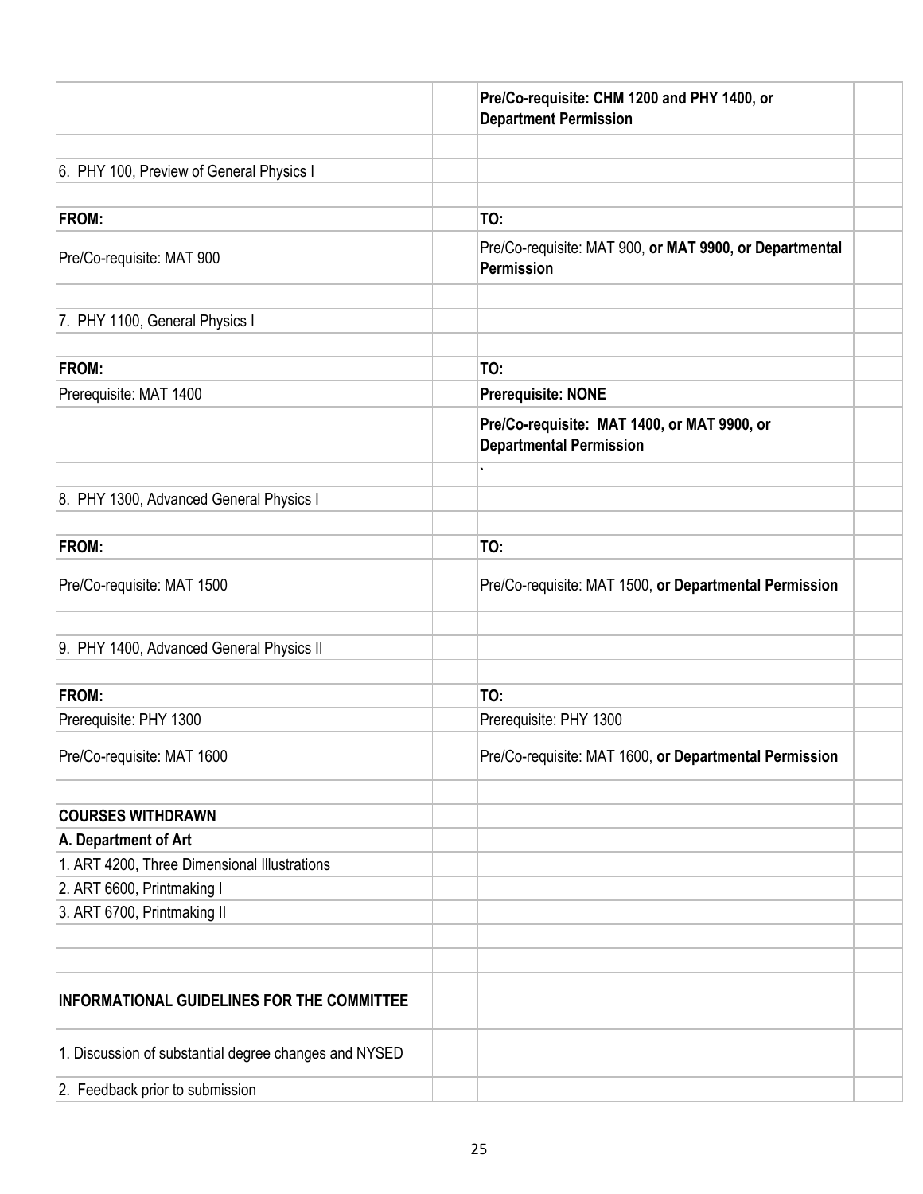| | | | |
|---|---|---|---|
| | | **Pre/Co-requisite: CHM 1200 and PHY 1400, or Department Permission** | |
| | | | |
| 6. PHY 100, Preview of General Physics I | | | |
| | | | |
| **FROM:** | | **TO:** | |
| Pre/Co-requisite: MAT 900 | | Pre/Co-requisite: MAT 900, **or MAT 9900, or Departmental Permission** | |
| | | | |
| 7. PHY 1100, General Physics I | | | |
| | | | |
| **FROM:** | | **TO:** | |
| Prerequisite: MAT 1400 | | **Prerequisite: NONE** | |
| | | **Pre/Co-requisite: MAT 1400, or MAT 9900, or Departmental Permission** | |
| | | ` | |
| 8. PHY 1300, Advanced General Physics I | | | |
| | | | |
| **FROM:** | | **TO:** | |
| Pre/Co-requisite: MAT 1500 | | Pre/Co-requisite: MAT 1500, **or Departmental Permission** | |
| | | | |
| 9. PHY 1400, Advanced General Physics II | | | |
| | | | |
| **FROM:** | | **TO:** | |
| Prerequisite: PHY 1300 | | Prerequisite: PHY 1300 | |
| Pre/Co-requisite: MAT 1600 | | Pre/Co-requisite: MAT 1600, **or Departmental Permission** | |
| | | | |
| **COURSES WITHDRAWN** | | | |
| **A. Department of Art** | | | |
| 1. ART 4200, Three Dimensional Illustrations | | | |
| 2. ART 6600, Printmaking I | | | |
| 3. ART 6700, Printmaking II | | | |
| | | | |
| | | | |
| **INFORMATIONAL GUIDELINES FOR THE COMMITTEE** | | | |
| 1. Discussion of substantial degree changes and NYSED | | | |
| 2. Feedback prior to submission | | | |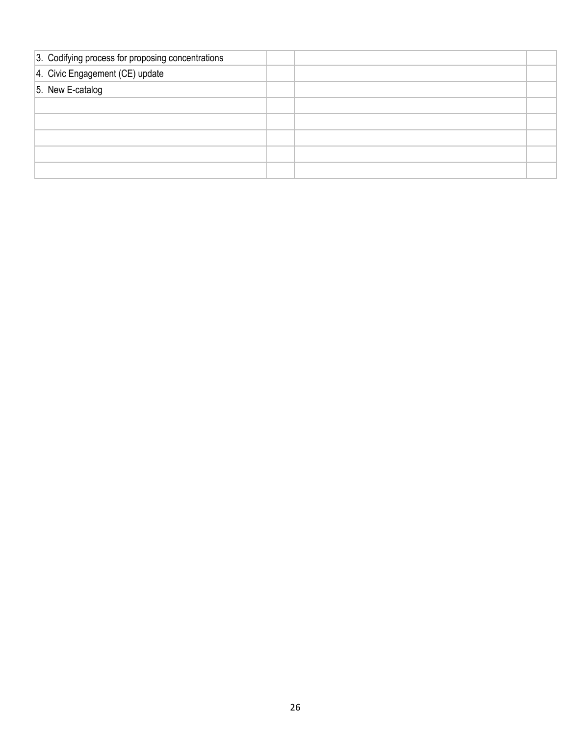| | | | |
|---|---|---|---|
| 3. Codifying process for proposing concentrations | | | |
| 4. Civic Engagement (CE) update | | | |
| 5. New E-catalog | | | |
| | | | |
| | | | |
| | | | |
| | | | |
| | | | |